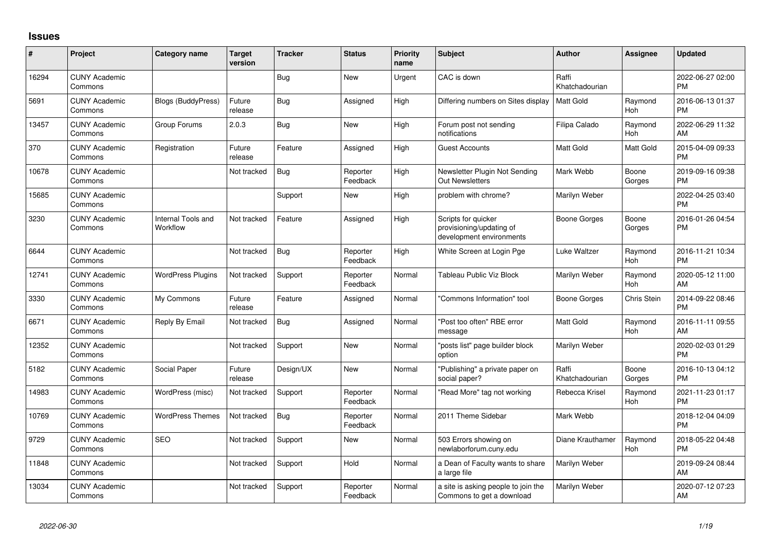# Issues

| # | Project | Category name | Target version | Tracker | Status | Priority name | Subject | Author | Assignee | Updated |
|---|---|---|---|---|---|---|---|---|---|---|
| 16294 | CUNY Academic Commons | | | Bug | New | Urgent | CAC is down | Raffi Khatchadourian | | 2022-06-27 02:00 PM |
| 5691 | CUNY Academic Commons | Blogs (BuddyPress) | Future release | Bug | Assigned | High | Differing numbers on Sites display | Matt Gold | Raymond Hoh | 2016-06-13 01:37 PM |
| 13457 | CUNY Academic Commons | Group Forums | 2.0.3 | Bug | New | High | Forum post not sending notifications | Filipa Calado | Raymond Hoh | 2022-06-29 11:32 AM |
| 370 | CUNY Academic Commons | Registration | Future release | Feature | Assigned | High | Guest Accounts | Matt Gold | Matt Gold | 2015-04-09 09:33 PM |
| 10678 | CUNY Academic Commons | | Not tracked | Bug | Reporter Feedback | High | Newsletter Plugin Not Sending Out Newsletters | Mark Webb | Boone Gorges | 2019-09-16 09:38 PM |
| 15685 | CUNY Academic Commons | | | Support | New | High | problem with chrome? | Marilyn Weber | | 2022-04-25 03:40 PM |
| 3230 | CUNY Academic Commons | Internal Tools and Workflow | Not tracked | Feature | Assigned | High | Scripts for quicker provisioning/updating of development environments | Boone Gorges | Boone Gorges | 2016-01-26 04:54 PM |
| 6644 | CUNY Academic Commons | | Not tracked | Bug | Reporter Feedback | High | White Screen at Login Pge | Luke Waltzer | Raymond Hoh | 2016-11-21 10:34 PM |
| 12741 | CUNY Academic Commons | WordPress Plugins | Not tracked | Support | Reporter Feedback | Normal | Tableau Public Viz Block | Marilyn Weber | Raymond Hoh | 2020-05-12 11:00 AM |
| 3330 | CUNY Academic Commons | My Commons | Future release | Feature | Assigned | Normal | "Commons Information" tool | Boone Gorges | Chris Stein | 2014-09-22 08:46 PM |
| 6671 | CUNY Academic Commons | Reply By Email | Not tracked | Bug | Assigned | Normal | "Post too often" RBE error message | Matt Gold | Raymond Hoh | 2016-11-11 09:55 AM |
| 12352 | CUNY Academic Commons | | Not tracked | Support | New | Normal | "posts list" page builder block option | Marilyn Weber | | 2020-02-03 01:29 PM |
| 5182 | CUNY Academic Commons | Social Paper | Future release | Design/UX | New | Normal | "Publishing" a private paper on social paper? | Raffi Khatchadourian | Boone Gorges | 2016-10-13 04:12 PM |
| 14983 | CUNY Academic Commons | WordPress (misc) | Not tracked | Support | Reporter Feedback | Normal | "Read More" tag not working | Rebecca Krisel | Raymond Hoh | 2021-11-23 01:17 PM |
| 10769 | CUNY Academic Commons | WordPress Themes | Not tracked | Bug | Reporter Feedback | Normal | 2011 Theme Sidebar | Mark Webb | | 2018-12-04 04:09 PM |
| 9729 | CUNY Academic Commons | SEO | Not tracked | Support | New | Normal | 503 Errors showing on newlaborforum.cuny.edu | Diane Krauthamer | Raymond Hoh | 2018-05-22 04:48 PM |
| 11848 | CUNY Academic Commons | | Not tracked | Support | Hold | Normal | a Dean of Faculty wants to share a large file | Marilyn Weber | | 2019-09-24 08:44 AM |
| 13034 | CUNY Academic Commons | | Not tracked | Support | Reporter Feedback | Normal | a site is asking people to join the Commons to get a download | Marilyn Weber | | 2020-07-12 07:23 AM |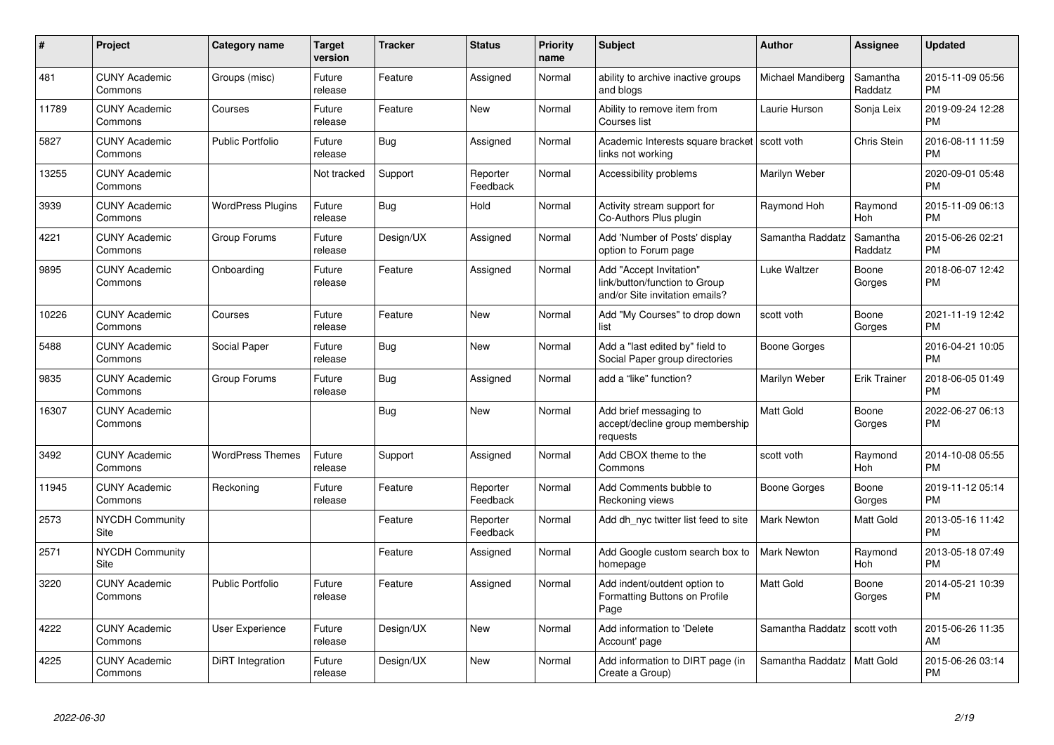| # | Project | Category name | Target version | Tracker | Status | Priority name | Subject | Author | Assignee | Updated |
|---|---|---|---|---|---|---|---|---|---|---|
| 481 | CUNY Academic Commons | Groups (misc) | Future release | Feature | Assigned | Normal | ability to archive inactive groups and blogs | Michael Mandiberg | Samantha Raddatz | 2015-11-09 05:56 PM |
| 11789 | CUNY Academic Commons | Courses | Future release | Feature | New | Normal | Ability to remove item from Courses list | Laurie Hurson | Sonja Leix | 2019-09-24 12:28 PM |
| 5827 | CUNY Academic Commons | Public Portfolio | Future release | Bug | Assigned | Normal | Academic Interests square bracket links not working | scott voth | Chris Stein | 2016-08-11 11:59 PM |
| 13255 | CUNY Academic Commons | | Not tracked | Support | Reporter Feedback | Normal | Accessibility problems | Marilyn Weber | | 2020-09-01 05:48 PM |
| 3939 | CUNY Academic Commons | WordPress Plugins | Future release | Bug | Hold | Normal | Activity stream support for Co-Authors Plus plugin | Raymond Hoh | Raymond Hoh | 2015-11-09 06:13 PM |
| 4221 | CUNY Academic Commons | Group Forums | Future release | Design/UX | Assigned | Normal | Add 'Number of Posts' display option to Forum page | Samantha Raddatz | Samantha Raddatz | 2015-06-26 02:21 PM |
| 9895 | CUNY Academic Commons | Onboarding | Future release | Feature | Assigned | Normal | Add "Accept Invitation" link/button/function to Group and/or Site invitation emails? | Luke Waltzer | Boone Gorges | 2018-06-07 12:42 PM |
| 10226 | CUNY Academic Commons | Courses | Future release | Feature | New | Normal | Add "My Courses" to drop down list | scott voth | Boone Gorges | 2021-11-19 12:42 PM |
| 5488 | CUNY Academic Commons | Social Paper | Future release | Bug | New | Normal | Add a "last edited by" field to Social Paper group directories | Boone Gorges | | 2016-04-21 10:05 PM |
| 9835 | CUNY Academic Commons | Group Forums | Future release | Bug | Assigned | Normal | add a "like" function? | Marilyn Weber | Erik Trainer | 2018-06-05 01:49 PM |
| 16307 | CUNY Academic Commons | | | Bug | New | Normal | Add brief messaging to accept/decline group membership requests | Matt Gold | Boone Gorges | 2022-06-27 06:13 PM |
| 3492 | CUNY Academic Commons | WordPress Themes | Future release | Support | Assigned | Normal | Add CBOX theme to the Commons | scott voth | Raymond Hoh | 2014-10-08 05:55 PM |
| 11945 | CUNY Academic Commons | Reckoning | Future release | Feature | Reporter Feedback | Normal | Add Comments bubble to Reckoning views | Boone Gorges | Boone Gorges | 2019-11-12 05:14 PM |
| 2573 | NYCDH Community Site | | | Feature | Reporter Feedback | Normal | Add dh_nyc twitter list feed to site | Mark Newton | Matt Gold | 2013-05-16 11:42 PM |
| 2571 | NYCDH Community Site | | | Feature | Assigned | Normal | Add Google custom search box to homepage | Mark Newton | Raymond Hoh | 2013-05-18 07:49 PM |
| 3220 | CUNY Academic Commons | Public Portfolio | Future release | Feature | Assigned | Normal | Add indent/outdent option to Formatting Buttons on Profile Page | Matt Gold | Boone Gorges | 2014-05-21 10:39 PM |
| 4222 | CUNY Academic Commons | User Experience | Future release | Design/UX | New | Normal | Add information to 'Delete Account' page | Samantha Raddatz | scott voth | 2015-06-26 11:35 AM |
| 4225 | CUNY Academic Commons | DiRT Integration | Future release | Design/UX | New | Normal | Add information to DIRT page (in Create a Group) | Samantha Raddatz | Matt Gold | 2015-06-26 03:14 PM |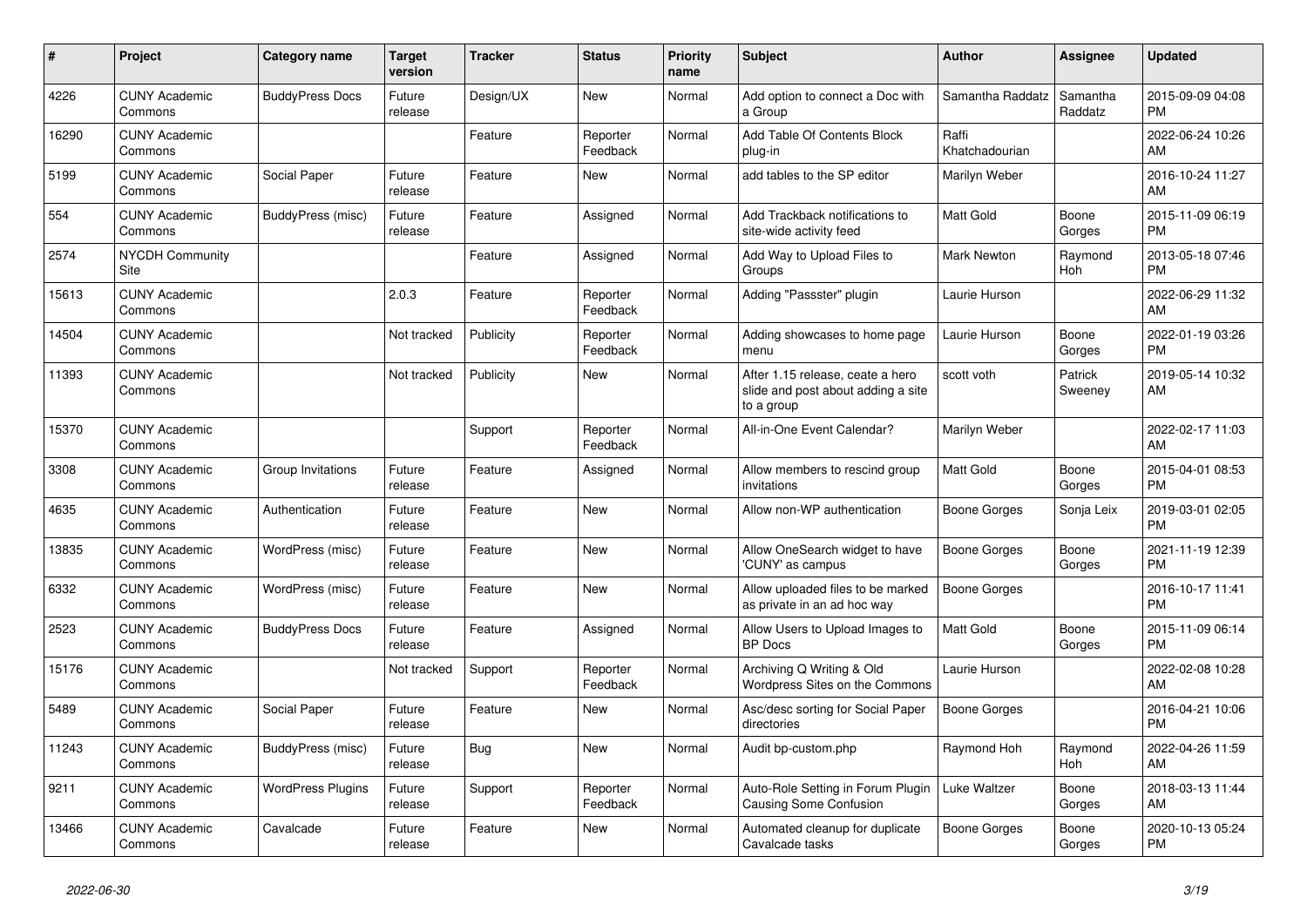| # | Project | Category name | Target version | Tracker | Status | Priority name | Subject | Author | Assignee | Updated |
|---|---|---|---|---|---|---|---|---|---|---|
| 4226 | CUNY Academic Commons | BuddyPress Docs | Future release | Design/UX | New | Normal | Add option to connect a Doc with a Group | Samantha Raddatz | Samantha Raddatz | 2015-09-09 04:08 PM |
| 16290 | CUNY Academic Commons | | | Feature | Reporter Feedback | Normal | Add Table Of Contents Block plug-in | Raffi Khatchadourian | | 2022-06-24 10:26 AM |
| 5199 | CUNY Academic Commons | Social Paper | Future release | Feature | New | Normal | add tables to the SP editor | Marilyn Weber | | 2016-10-24 11:27 AM |
| 554 | CUNY Academic Commons | BuddyPress (misc) | Future release | Feature | Assigned | Normal | Add Trackback notifications to site-wide activity feed | Matt Gold | Boone Gorges | 2015-11-09 06:19 PM |
| 2574 | NYCDH Community Site | | | Feature | Assigned | Normal | Add Way to Upload Files to Groups | Mark Newton | Raymond Hoh | 2013-05-18 07:46 PM |
| 15613 | CUNY Academic Commons | | 2.0.3 | Feature | Reporter Feedback | Normal | Adding "Passster" plugin | Laurie Hurson | | 2022-06-29 11:32 AM |
| 14504 | CUNY Academic Commons | | Not tracked | Publicity | Reporter Feedback | Normal | Adding showcases to home page menu | Laurie Hurson | Boone Gorges | 2022-01-19 03:26 PM |
| 11393 | CUNY Academic Commons | | Not tracked | Publicity | New | Normal | After 1.15 release, ceate a hero slide and post about adding a site to a group | scott voth | Patrick Sweeney | 2019-05-14 10:32 AM |
| 15370 | CUNY Academic Commons | | | Support | Reporter Feedback | Normal | All-in-One Event Calendar? | Marilyn Weber | | 2022-02-17 11:03 AM |
| 3308 | CUNY Academic Commons | Group Invitations | Future release | Feature | Assigned | Normal | Allow members to rescind group invitations | Matt Gold | Boone Gorges | 2015-04-01 08:53 PM |
| 4635 | CUNY Academic Commons | Authentication | Future release | Feature | New | Normal | Allow non-WP authentication | Boone Gorges | Sonja Leix | 2019-03-01 02:05 PM |
| 13835 | CUNY Academic Commons | WordPress (misc) | Future release | Feature | New | Normal | Allow OneSearch widget to have 'CUNY' as campus | Boone Gorges | Boone Gorges | 2021-11-19 12:39 PM |
| 6332 | CUNY Academic Commons | WordPress (misc) | Future release | Feature | New | Normal | Allow uploaded files to be marked as private in an ad hoc way | Boone Gorges | | 2016-10-17 11:41 PM |
| 2523 | CUNY Academic Commons | BuddyPress Docs | Future release | Feature | Assigned | Normal | Allow Users to Upload Images to BP Docs | Matt Gold | Boone Gorges | 2015-11-09 06:14 PM |
| 15176 | CUNY Academic Commons | | Not tracked | Support | Reporter Feedback | Normal | Archiving Q Writing & Old Wordpress Sites on the Commons | Laurie Hurson | | 2022-02-08 10:28 AM |
| 5489 | CUNY Academic Commons | Social Paper | Future release | Feature | New | Normal | Asc/desc sorting for Social Paper directories | Boone Gorges | | 2016-04-21 10:06 PM |
| 11243 | CUNY Academic Commons | BuddyPress (misc) | Future release | Bug | New | Normal | Audit bp-custom.php | Raymond Hoh | Raymond Hoh | 2022-04-26 11:59 AM |
| 9211 | CUNY Academic Commons | WordPress Plugins | Future release | Support | Reporter Feedback | Normal | Auto-Role Setting in Forum Plugin Causing Some Confusion | Luke Waltzer | Boone Gorges | 2018-03-13 11:44 AM |
| 13466 | CUNY Academic Commons | Cavalcade | Future release | Feature | New | Normal | Automated cleanup for duplicate Cavalcade tasks | Boone Gorges | Boone Gorges | 2020-10-13 05:24 PM |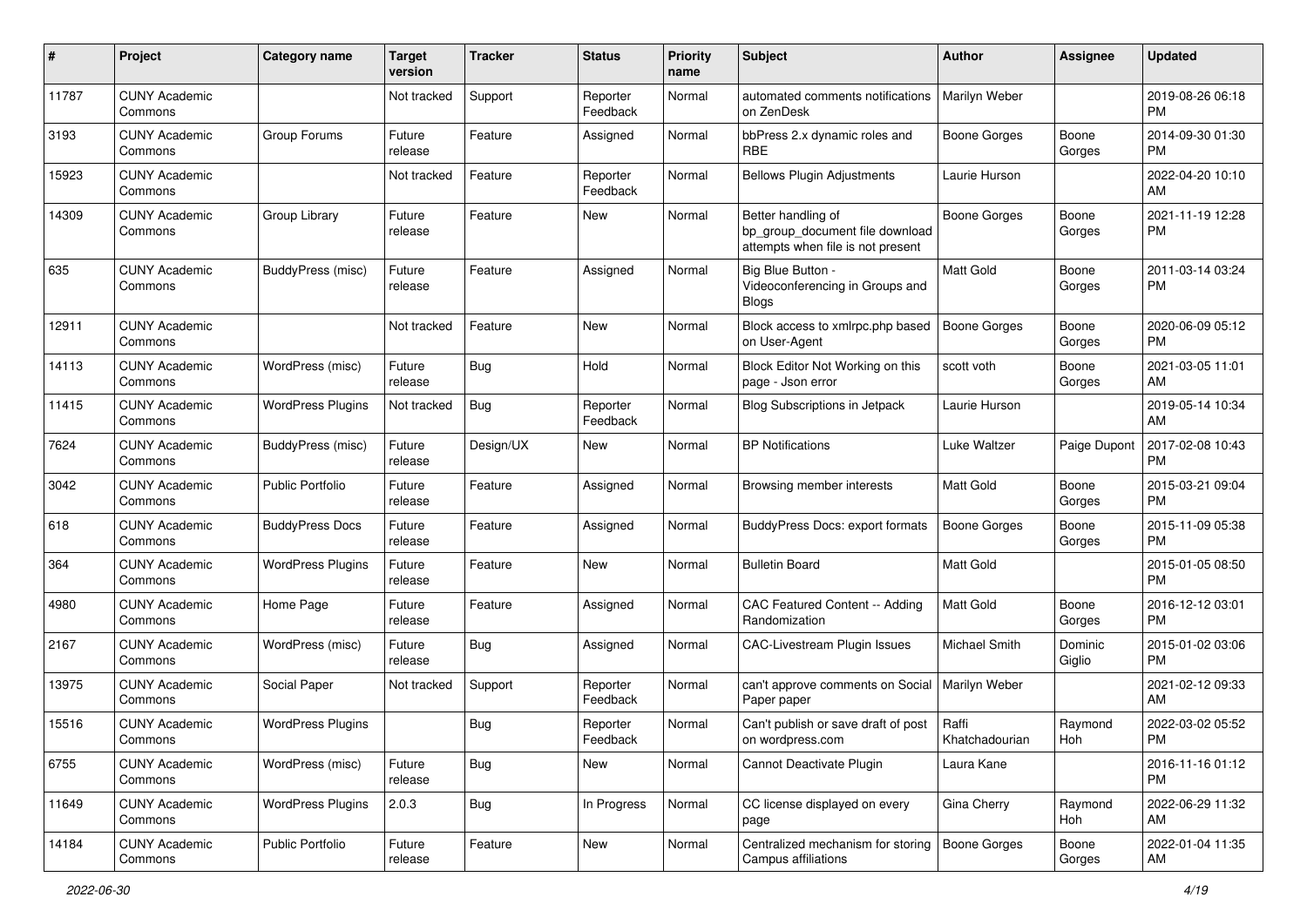| # | Project | Category name | Target version | Tracker | Status | Priority name | Subject | Author | Assignee | Updated |
|---|---|---|---|---|---|---|---|---|---|---|
| 11787 | CUNY Academic Commons | | Not tracked | Support | Reporter Feedback | Normal | automated comments notifications on ZenDesk | Marilyn Weber | | 2019-08-26 06:18 PM |
| 3193 | CUNY Academic Commons | Group Forums | Future release | Feature | Assigned | Normal | bbPress 2.x dynamic roles and RBE | Boone Gorges | Boone Gorges | 2014-09-30 01:30 PM |
| 15923 | CUNY Academic Commons | | Not tracked | Feature | Reporter Feedback | Normal | Bellows Plugin Adjustments | Laurie Hurson | | 2022-04-20 10:10 AM |
| 14309 | CUNY Academic Commons | Group Library | Future release | Feature | New | Normal | Better handling of bp_group_document file download attempts when file is not present | Boone Gorges | Boone Gorges | 2021-11-19 12:28 PM |
| 635 | CUNY Academic Commons | BuddyPress (misc) | Future release | Feature | Assigned | Normal | Big Blue Button - Videoconferencing in Groups and Blogs | Matt Gold | Boone Gorges | 2011-03-14 03:24 PM |
| 12911 | CUNY Academic Commons | | Not tracked | Feature | New | Normal | Block access to xmlrpc.php based on User-Agent | Boone Gorges | Boone Gorges | 2020-06-09 05:12 PM |
| 14113 | CUNY Academic Commons | WordPress (misc) | Future release | Bug | Hold | Normal | Block Editor Not Working on this page - Json error | scott voth | Boone Gorges | 2021-03-05 11:01 AM |
| 11415 | CUNY Academic Commons | WordPress Plugins | Not tracked | Bug | Reporter Feedback | Normal | Blog Subscriptions in Jetpack | Laurie Hurson | | 2019-05-14 10:34 AM |
| 7624 | CUNY Academic Commons | BuddyPress (misc) | Future release | Design/UX | New | Normal | BP Notifications | Luke Waltzer | Paige Dupont | 2017-02-08 10:43 PM |
| 3042 | CUNY Academic Commons | Public Portfolio | Future release | Feature | Assigned | Normal | Browsing member interests | Matt Gold | Boone Gorges | 2015-03-21 09:04 PM |
| 618 | CUNY Academic Commons | BuddyPress Docs | Future release | Feature | Assigned | Normal | BuddyPress Docs: export formats | Boone Gorges | Boone Gorges | 2015-11-09 05:38 PM |
| 364 | CUNY Academic Commons | WordPress Plugins | Future release | Feature | New | Normal | Bulletin Board | Matt Gold | | 2015-01-05 08:50 PM |
| 4980 | CUNY Academic Commons | Home Page | Future release | Feature | Assigned | Normal | CAC Featured Content -- Adding Randomization | Matt Gold | Boone Gorges | 2016-12-12 03:01 PM |
| 2167 | CUNY Academic Commons | WordPress (misc) | Future release | Bug | Assigned | Normal | CAC-Livestream Plugin Issues | Michael Smith | Dominic Giglio | 2015-01-02 03:06 PM |
| 13975 | CUNY Academic Commons | Social Paper | Not tracked | Support | Reporter Feedback | Normal | can't approve comments on Social Paper paper | Marilyn Weber | | 2021-02-12 09:33 AM |
| 15516 | CUNY Academic Commons | WordPress Plugins | | Bug | Reporter Feedback | Normal | Can't publish or save draft of post on wordpress.com | Raffi Khatchadourian | Raymond Hoh | 2022-03-02 05:52 PM |
| 6755 | CUNY Academic Commons | WordPress (misc) | Future release | Bug | New | Normal | Cannot Deactivate Plugin | Laura Kane | | 2016-11-16 01:12 PM |
| 11649 | CUNY Academic Commons | WordPress Plugins | 2.0.3 | Bug | In Progress | Normal | CC license displayed on every page | Gina Cherry | Raymond Hoh | 2022-06-29 11:32 AM |
| 14184 | CUNY Academic Commons | Public Portfolio | Future release | Feature | New | Normal | Centralized mechanism for storing Campus affiliations | Boone Gorges | Boone Gorges | 2022-01-04 11:35 AM |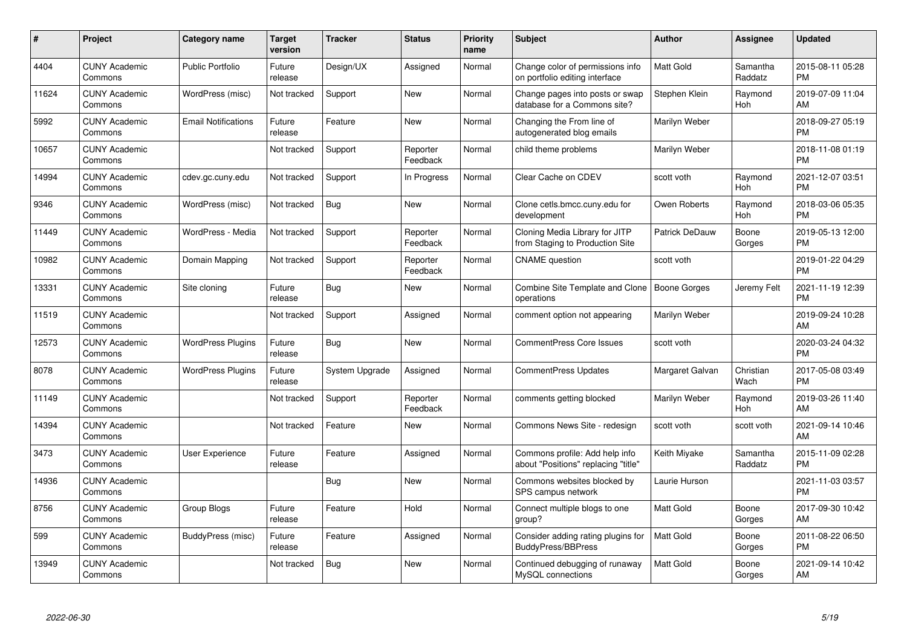| # | Project | Category name | Target version | Tracker | Status | Priority name | Subject | Author | Assignee | Updated |
|---|---|---|---|---|---|---|---|---|---|---|
| 4404 | CUNY Academic Commons | Public Portfolio | Future release | Design/UX | Assigned | Normal | Change color of permissions info on portfolio editing interface | Matt Gold | Samantha Raddatz | 2015-08-11 05:28 PM |
| 11624 | CUNY Academic Commons | WordPress (misc) | Not tracked | Support | New | Normal | Change pages into posts or swap database for a Commons site? | Stephen Klein | Raymond Hoh | 2019-07-09 11:04 AM |
| 5992 | CUNY Academic Commons | Email Notifications | Future release | Feature | New | Normal | Changing the From line of autogenerated blog emails | Marilyn Weber | | 2018-09-27 05:19 PM |
| 10657 | CUNY Academic Commons | | Not tracked | Support | Reporter Feedback | Normal | child theme problems | Marilyn Weber | | 2018-11-08 01:19 PM |
| 14994 | CUNY Academic Commons | cdev.gc.cuny.edu | Not tracked | Support | In Progress | Normal | Clear Cache on CDEV | scott voth | Raymond Hoh | 2021-12-07 03:51 PM |
| 9346 | CUNY Academic Commons | WordPress (misc) | Not tracked | Bug | New | Normal | Clone cetls.bmcc.cuny.edu for development | Owen Roberts | Raymond Hoh | 2018-03-06 05:35 PM |
| 11449 | CUNY Academic Commons | WordPress - Media | Not tracked | Support | Reporter Feedback | Normal | Cloning Media Library for JITP from Staging to Production Site | Patrick DeDauw | Boone Gorges | 2019-05-13 12:00 PM |
| 10982 | CUNY Academic Commons | Domain Mapping | Not tracked | Support | Reporter Feedback | Normal | CNAME question | scott voth | | 2019-01-22 04:29 PM |
| 13331 | CUNY Academic Commons | Site cloning | Future release | Bug | New | Normal | Combine Site Template and Clone operations | Boone Gorges | Jeremy Felt | 2021-11-19 12:39 PM |
| 11519 | CUNY Academic Commons | | Not tracked | Support | Assigned | Normal | comment option not appearing | Marilyn Weber | | 2019-09-24 10:28 AM |
| 12573 | CUNY Academic Commons | WordPress Plugins | Future release | Bug | New | Normal | CommentPress Core Issues | scott voth | | 2020-03-24 04:32 PM |
| 8078 | CUNY Academic Commons | WordPress Plugins | Future release | System Upgrade | Assigned | Normal | CommentPress Updates | Margaret Galvan | Christian Wach | 2017-05-08 03:49 PM |
| 11149 | CUNY Academic Commons | | Not tracked | Support | Reporter Feedback | Normal | comments getting blocked | Marilyn Weber | Raymond Hoh | 2019-03-26 11:40 AM |
| 14394 | CUNY Academic Commons | | Not tracked | Feature | New | Normal | Commons News Site - redesign | scott voth | scott voth | 2021-09-14 10:46 AM |
| 3473 | CUNY Academic Commons | User Experience | Future release | Feature | Assigned | Normal | Commons profile: Add help info about "Positions" replacing "title" | Keith Miyake | Samantha Raddatz | 2015-11-09 02:28 PM |
| 14936 | CUNY Academic Commons | | | Bug | New | Normal | Commons websites blocked by SPS campus network | Laurie Hurson | | 2021-11-03 03:57 PM |
| 8756 | CUNY Academic Commons | Group Blogs | Future release | Feature | Hold | Normal | Connect multiple blogs to one group? | Matt Gold | Boone Gorges | 2017-09-30 10:42 AM |
| 599 | CUNY Academic Commons | BuddyPress (misc) | Future release | Feature | Assigned | Normal | Consider adding rating plugins for BuddyPress/BBPress | Matt Gold | Boone Gorges | 2011-08-22 06:50 PM |
| 13949 | CUNY Academic Commons | | Not tracked | Bug | New | Normal | Continued debugging of runaway MySQL connections | Matt Gold | Boone Gorges | 2021-09-14 10:42 AM |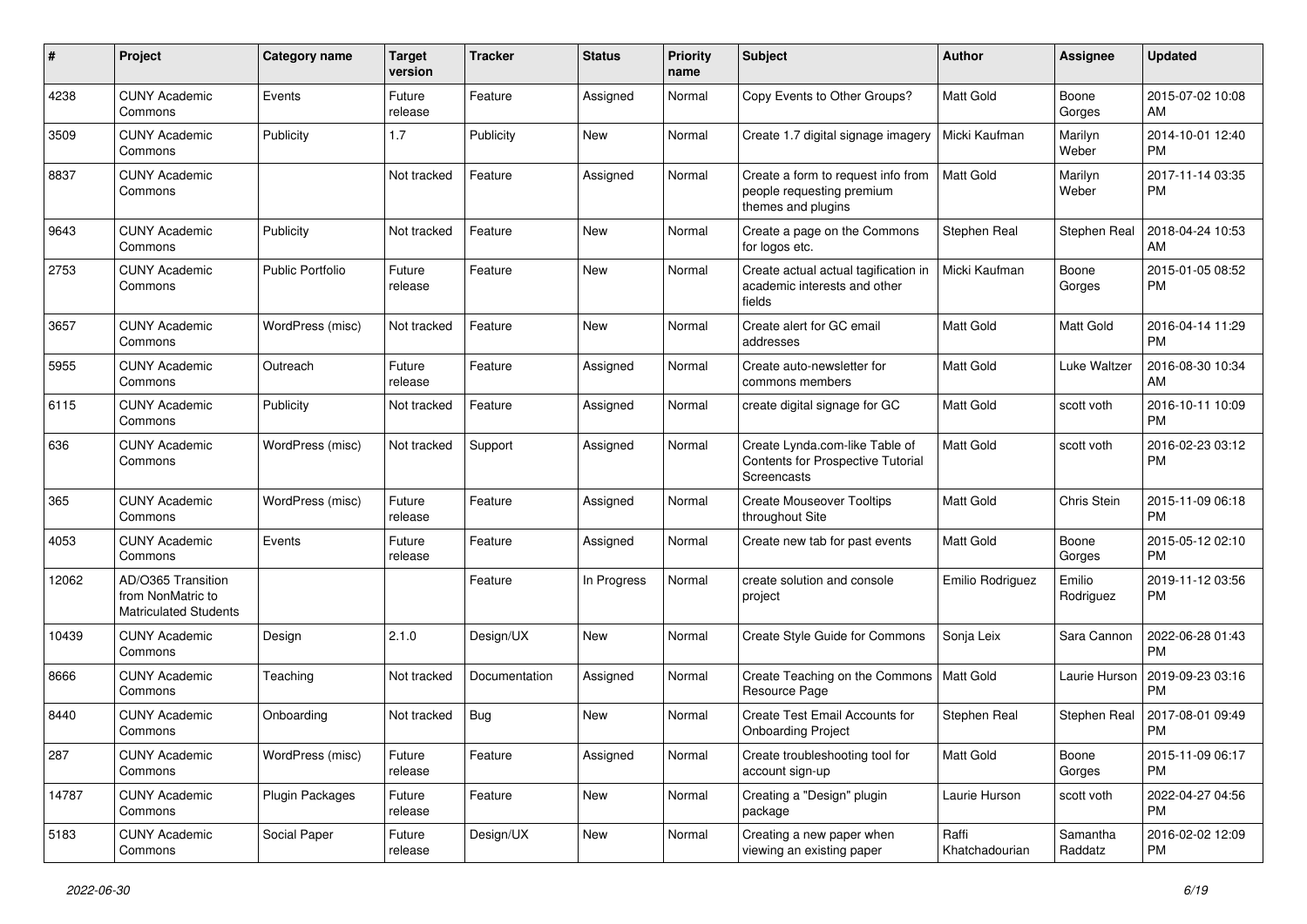| # | Project | Category name | Target version | Tracker | Status | Priority name | Subject | Author | Assignee | Updated |
|---|---|---|---|---|---|---|---|---|---|---|
| 4238 | CUNY Academic Commons | Events | Future release | Feature | Assigned | Normal | Copy Events to Other Groups? | Matt Gold | Boone Gorges | 2015-07-02 10:08 AM |
| 3509 | CUNY Academic Commons | Publicity | 1.7 | Publicity | New | Normal | Create 1.7 digital signage imagery | Micki Kaufman | Marilyn Weber | 2014-10-01 12:40 PM |
| 8837 | CUNY Academic Commons | | Not tracked | Feature | Assigned | Normal | Create a form to request info from people requesting premium themes and plugins | Matt Gold | Marilyn Weber | 2017-11-14 03:35 PM |
| 9643 | CUNY Academic Commons | Publicity | Not tracked | Feature | New | Normal | Create a page on the Commons for logos etc. | Stephen Real | Stephen Real | 2018-04-24 10:53 AM |
| 2753 | CUNY Academic Commons | Public Portfolio | Future release | Feature | New | Normal | Create actual actual tagification in academic interests and other fields | Micki Kaufman | Boone Gorges | 2015-01-05 08:52 PM |
| 3657 | CUNY Academic Commons | WordPress (misc) | Not tracked | Feature | New | Normal | Create alert for GC email addresses | Matt Gold | Matt Gold | 2016-04-14 11:29 PM |
| 5955 | CUNY Academic Commons | Outreach | Future release | Feature | Assigned | Normal | Create auto-newsletter for commons members | Matt Gold | Luke Waltzer | 2016-08-30 10:34 AM |
| 6115 | CUNY Academic Commons | Publicity | Not tracked | Feature | Assigned | Normal | create digital signage for GC | Matt Gold | scott voth | 2016-10-11 10:09 PM |
| 636 | CUNY Academic Commons | WordPress (misc) | Not tracked | Support | Assigned | Normal | Create Lynda.com-like Table of Contents for Prospective Tutorial Screencasts | Matt Gold | scott voth | 2016-02-23 03:12 PM |
| 365 | CUNY Academic Commons | WordPress (misc) | Future release | Feature | Assigned | Normal | Create Mouseover Tooltips throughout Site | Matt Gold | Chris Stein | 2015-11-09 06:18 PM |
| 4053 | CUNY Academic Commons | Events | Future release | Feature | Assigned | Normal | Create new tab for past events | Matt Gold | Boone Gorges | 2015-05-12 02:10 PM |
| 12062 | AD/O365 Transition from NonMatric to Matriculated Students | | | Feature | In Progress | Normal | create solution and console project | Emilio Rodriguez | Emilio Rodriguez | 2019-11-12 03:56 PM |
| 10439 | CUNY Academic Commons | Design | 2.1.0 | Design/UX | New | Normal | Create Style Guide for Commons | Sonja Leix | Sara Cannon | 2022-06-28 01:43 PM |
| 8666 | CUNY Academic Commons | Teaching | Not tracked | Documentation | Assigned | Normal | Create Teaching on the Commons Resource Page | Matt Gold | Laurie Hurson | 2019-09-23 03:16 PM |
| 8440 | CUNY Academic Commons | Onboarding | Not tracked | Bug | New | Normal | Create Test Email Accounts for Onboarding Project | Stephen Real | Stephen Real | 2017-08-01 09:49 PM |
| 287 | CUNY Academic Commons | WordPress (misc) | Future release | Feature | Assigned | Normal | Create troubleshooting tool for account sign-up | Matt Gold | Boone Gorges | 2015-11-09 06:17 PM |
| 14787 | CUNY Academic Commons | Plugin Packages | Future release | Feature | New | Normal | Creating a "Design" plugin package | Laurie Hurson | scott voth | 2022-04-27 04:56 PM |
| 5183 | CUNY Academic Commons | Social Paper | Future release | Design/UX | New | Normal | Creating a new paper when viewing an existing paper | Raffi Khatchadourian | Samantha Raddatz | 2016-02-02 12:09 PM |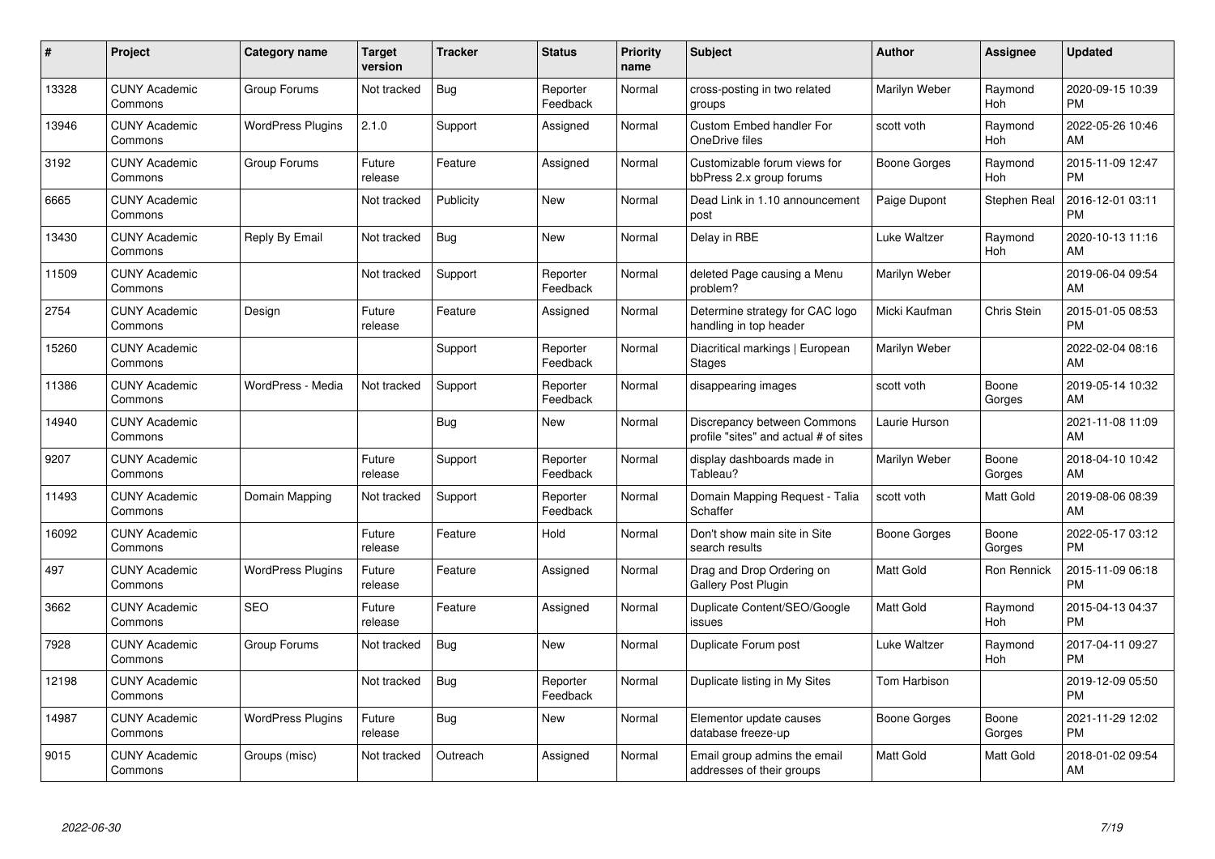| # | Project | Category name | Target version | Tracker | Status | Priority name | Subject | Author | Assignee | Updated |
|---|---|---|---|---|---|---|---|---|---|---|
| 13328 | CUNY Academic Commons | Group Forums | Not tracked | Bug | Reporter Feedback | Normal | cross-posting in two related groups | Marilyn Weber | Raymond Hoh | 2020-09-15 10:39 PM |
| 13946 | CUNY Academic Commons | WordPress Plugins | 2.1.0 | Support | Assigned | Normal | Custom Embed handler For OneDrive files | scott voth | Raymond Hoh | 2022-05-26 10:46 AM |
| 3192 | CUNY Academic Commons | Group Forums | Future release | Feature | Assigned | Normal | Customizable forum views for bbPress 2.x group forums | Boone Gorges | Raymond Hoh | 2015-11-09 12:47 PM |
| 6665 | CUNY Academic Commons | | Not tracked | Publicity | New | Normal | Dead Link in 1.10 announcement post | Paige Dupont | Stephen Real | 2016-12-01 03:11 PM |
| 13430 | CUNY Academic Commons | Reply By Email | Not tracked | Bug | New | Normal | Delay in RBE | Luke Waltzer | Raymond Hoh | 2020-10-13 11:16 AM |
| 11509 | CUNY Academic Commons | | Not tracked | Support | Reporter Feedback | Normal | deleted Page causing a Menu problem? | Marilyn Weber | | 2019-06-04 09:54 AM |
| 2754 | CUNY Academic Commons | Design | Future release | Feature | Assigned | Normal | Determine strategy for CAC logo handling in top header | Micki Kaufman | Chris Stein | 2015-01-05 08:53 PM |
| 15260 | CUNY Academic Commons | | | Support | Reporter Feedback | Normal | Diacritical markings \| European Stages | Marilyn Weber | | 2022-02-04 08:16 AM |
| 11386 | CUNY Academic Commons | WordPress - Media | Not tracked | Support | Reporter Feedback | Normal | disappearing images | scott voth | Boone Gorges | 2019-05-14 10:32 AM |
| 14940 | CUNY Academic Commons | | | Bug | New | Normal | Discrepancy between Commons profile "sites" and actual # of sites | Laurie Hurson | | 2021-11-08 11:09 AM |
| 9207 | CUNY Academic Commons | | Future release | Support | Reporter Feedback | Normal | display dashboards made in Tableau? | Marilyn Weber | Boone Gorges | 2018-04-10 10:42 AM |
| 11493 | CUNY Academic Commons | Domain Mapping | Not tracked | Support | Reporter Feedback | Normal | Domain Mapping Request - Talia Schaffer | scott voth | Matt Gold | 2019-08-06 08:39 AM |
| 16092 | CUNY Academic Commons | | Future release | Feature | Hold | Normal | Don't show main site in Site search results | Boone Gorges | Boone Gorges | 2022-05-17 03:12 PM |
| 497 | CUNY Academic Commons | WordPress Plugins | Future release | Feature | Assigned | Normal | Drag and Drop Ordering on Gallery Post Plugin | Matt Gold | Ron Rennick | 2015-11-09 06:18 PM |
| 3662 | CUNY Academic Commons | SEO | Future release | Feature | Assigned | Normal | Duplicate Content/SEO/Google issues | Matt Gold | Raymond Hoh | 2015-04-13 04:37 PM |
| 7928 | CUNY Academic Commons | Group Forums | Not tracked | Bug | New | Normal | Duplicate Forum post | Luke Waltzer | Raymond Hoh | 2017-04-11 09:27 PM |
| 12198 | CUNY Academic Commons | | Not tracked | Bug | Reporter Feedback | Normal | Duplicate listing in My Sites | Tom Harbison | | 2019-12-09 05:50 PM |
| 14987 | CUNY Academic Commons | WordPress Plugins | Future release | Bug | New | Normal | Elementor update causes database freeze-up | Boone Gorges | Boone Gorges | 2021-11-29 12:02 PM |
| 9015 | CUNY Academic Commons | Groups (misc) | Not tracked | Outreach | Assigned | Normal | Email group admins the email addresses of their groups | Matt Gold | Matt Gold | 2018-01-02 09:54 AM |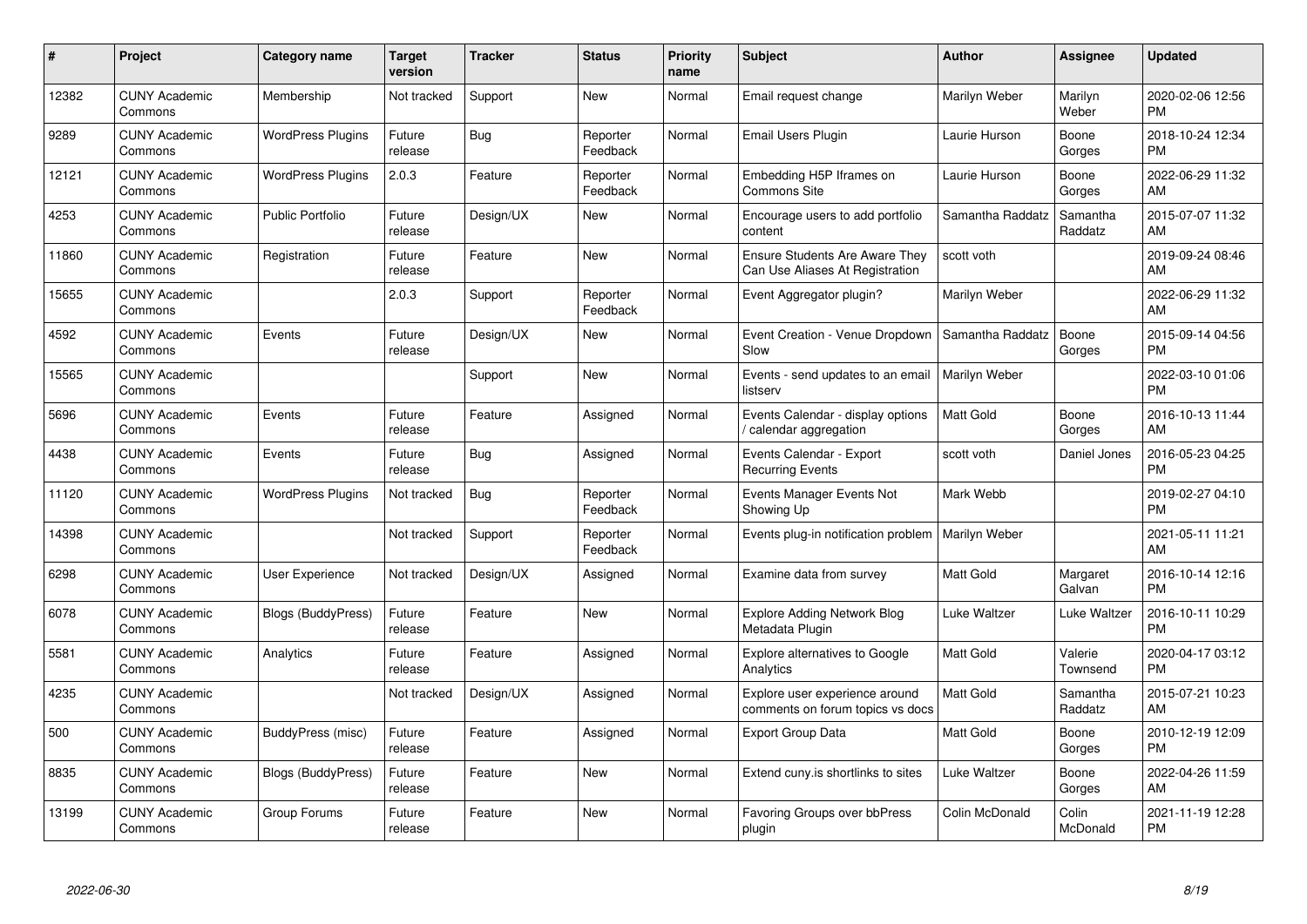| # | Project | Category name | Target version | Tracker | Status | Priority name | Subject | Author | Assignee | Updated |
|---|---|---|---|---|---|---|---|---|---|---|
| 12382 | CUNY Academic Commons | Membership | Not tracked | Support | New | Normal | Email request change | Marilyn Weber | Marilyn Weber | 2020-02-06 12:56 PM |
| 9289 | CUNY Academic Commons | WordPress Plugins | Future release | Bug | Reporter Feedback | Normal | Email Users Plugin | Laurie Hurson | Boone Gorges | 2018-10-24 12:34 PM |
| 12121 | CUNY Academic Commons | WordPress Plugins | 2.0.3 | Feature | Reporter Feedback | Normal | Embedding H5P Iframes on Commons Site | Laurie Hurson | Boone Gorges | 2022-06-29 11:32 AM |
| 4253 | CUNY Academic Commons | Public Portfolio | Future release | Design/UX | New | Normal | Encourage users to add portfolio content | Samantha Raddatz | Samantha Raddatz | 2015-07-07 11:32 AM |
| 11860 | CUNY Academic Commons | Registration | Future release | Feature | New | Normal | Ensure Students Are Aware They Can Use Aliases At Registration | scott voth | | 2019-09-24 08:46 AM |
| 15655 | CUNY Academic Commons | | 2.0.3 | Support | Reporter Feedback | Normal | Event Aggregator plugin? | Marilyn Weber | | 2022-06-29 11:32 AM |
| 4592 | CUNY Academic Commons | Events | Future release | Design/UX | New | Normal | Event Creation - Venue Dropdown Slow | Samantha Raddatz | Boone Gorges | 2015-09-14 04:56 PM |
| 15565 | CUNY Academic Commons | | | Support | New | Normal | Events - send updates to an email listserv | Marilyn Weber | | 2022-03-10 01:06 PM |
| 5696 | CUNY Academic Commons | Events | Future release | Feature | Assigned | Normal | Events Calendar - display options / calendar aggregation | Matt Gold | Boone Gorges | 2016-10-13 11:44 AM |
| 4438 | CUNY Academic Commons | Events | Future release | Bug | Assigned | Normal | Events Calendar - Export Recurring Events | scott voth | Daniel Jones | 2016-05-23 04:25 PM |
| 11120 | CUNY Academic Commons | WordPress Plugins | Not tracked | Bug | Reporter Feedback | Normal | Events Manager Events Not Showing Up | Mark Webb | | 2019-02-27 04:10 PM |
| 14398 | CUNY Academic Commons | | Not tracked | Support | Reporter Feedback | Normal | Events plug-in notification problem | Marilyn Weber | | 2021-05-11 11:21 AM |
| 6298 | CUNY Academic Commons | User Experience | Not tracked | Design/UX | Assigned | Normal | Examine data from survey | Matt Gold | Margaret Galvan | 2016-10-14 12:16 PM |
| 6078 | CUNY Academic Commons | Blogs (BuddyPress) | Future release | Feature | New | Normal | Explore Adding Network Blog Metadata Plugin | Luke Waltzer | Luke Waltzer | 2016-10-11 10:29 PM |
| 5581 | CUNY Academic Commons | Analytics | Future release | Feature | Assigned | Normal | Explore alternatives to Google Analytics | Matt Gold | Valerie Townsend | 2020-04-17 03:12 PM |
| 4235 | CUNY Academic Commons | | Not tracked | Design/UX | Assigned | Normal | Explore user experience around comments on forum topics vs docs | Matt Gold | Samantha Raddatz | 2015-07-21 10:23 AM |
| 500 | CUNY Academic Commons | BuddyPress (misc) | Future release | Feature | Assigned | Normal | Export Group Data | Matt Gold | Boone Gorges | 2010-12-19 12:09 PM |
| 8835 | CUNY Academic Commons | Blogs (BuddyPress) | Future release | Feature | New | Normal | Extend cuny.is shortlinks to sites | Luke Waltzer | Boone Gorges | 2022-04-26 11:59 AM |
| 13199 | CUNY Academic Commons | Group Forums | Future release | Feature | New | Normal | Favoring Groups over bbPress plugin | Colin McDonald | Colin McDonald | 2021-11-19 12:28 PM |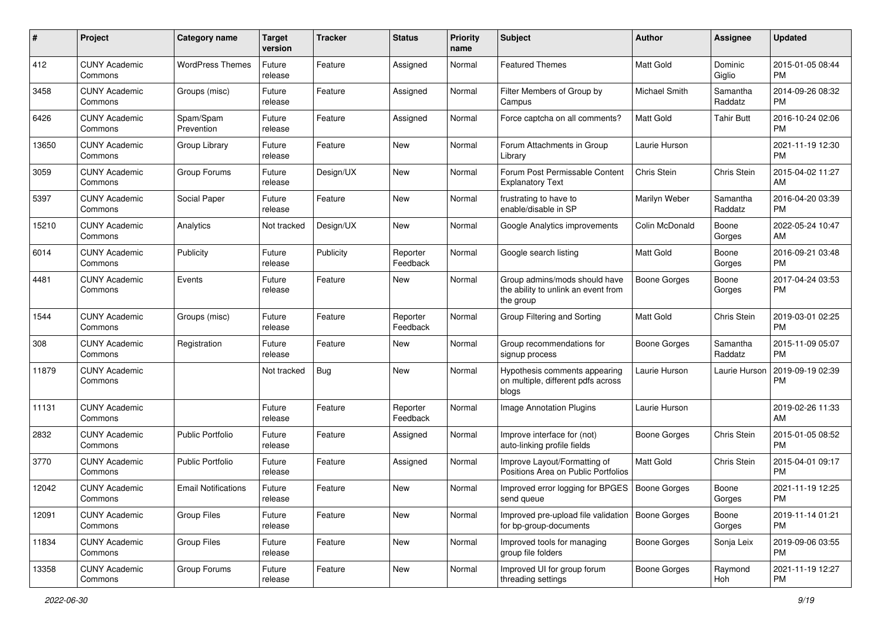| # | Project | Category name | Target version | Tracker | Status | Priority name | Subject | Author | Assignee | Updated |
|---|---|---|---|---|---|---|---|---|---|---|
| 412 | CUNY Academic Commons | WordPress Themes | Future release | Feature | Assigned | Normal | Featured Themes | Matt Gold | Dominic Giglio | 2015-01-05 08:44 PM |
| 3458 | CUNY Academic Commons | Groups (misc) | Future release | Feature | Assigned | Normal | Filter Members of Group by Campus | Michael Smith | Samantha Raddatz | 2014-09-26 08:32 PM |
| 6426 | CUNY Academic Commons | Spam/Spam Prevention | Future release | Feature | Assigned | Normal | Force captcha on all comments? | Matt Gold | Tahir Butt | 2016-10-24 02:06 PM |
| 13650 | CUNY Academic Commons | Group Library | Future release | Feature | New | Normal | Forum Attachments in Group Library | Laurie Hurson | | 2021-11-19 12:30 PM |
| 3059 | CUNY Academic Commons | Group Forums | Future release | Design/UX | New | Normal | Forum Post Permissable Content Explanatory Text | Chris Stein | Chris Stein | 2015-04-02 11:27 AM |
| 5397 | CUNY Academic Commons | Social Paper | Future release | Feature | New | Normal | frustrating to have to enable/disable in SP | Marilyn Weber | Samantha Raddatz | 2016-04-20 03:39 PM |
| 15210 | CUNY Academic Commons | Analytics | Not tracked | Design/UX | New | Normal | Google Analytics improvements | Colin McDonald | Boone Gorges | 2022-05-24 10:47 AM |
| 6014 | CUNY Academic Commons | Publicity | Future release | Publicity | Reporter Feedback | Normal | Google search listing | Matt Gold | Boone Gorges | 2016-09-21 03:48 PM |
| 4481 | CUNY Academic Commons | Events | Future release | Feature | New | Normal | Group admins/mods should have the ability to unlink an event from the group | Boone Gorges | Boone Gorges | 2017-04-24 03:53 PM |
| 1544 | CUNY Academic Commons | Groups (misc) | Future release | Feature | Reporter Feedback | Normal | Group Filtering and Sorting | Matt Gold | Chris Stein | 2019-03-01 02:25 PM |
| 308 | CUNY Academic Commons | Registration | Future release | Feature | New | Normal | Group recommendations for signup process | Boone Gorges | Samantha Raddatz | 2015-11-09 05:07 PM |
| 11879 | CUNY Academic Commons | | Not tracked | Bug | New | Normal | Hypothesis comments appearing on multiple, different pdfs across blogs | Laurie Hurson | Laurie Hurson | 2019-09-19 02:39 PM |
| 11131 | CUNY Academic Commons | | Future release | Feature | Reporter Feedback | Normal | Image Annotation Plugins | Laurie Hurson | | 2019-02-26 11:33 AM |
| 2832 | CUNY Academic Commons | Public Portfolio | Future release | Feature | Assigned | Normal | Improve interface for (not) auto-linking profile fields | Boone Gorges | Chris Stein | 2015-01-05 08:52 PM |
| 3770 | CUNY Academic Commons | Public Portfolio | Future release | Feature | Assigned | Normal | Improve Layout/Formatting of Positions Area on Public Portfolios | Matt Gold | Chris Stein | 2015-04-01 09:17 PM |
| 12042 | CUNY Academic Commons | Email Notifications | Future release | Feature | New | Normal | Improved error logging for BPGES send queue | Boone Gorges | Boone Gorges | 2021-11-19 12:25 PM |
| 12091 | CUNY Academic Commons | Group Files | Future release | Feature | New | Normal | Improved pre-upload file validation for bp-group-documents | Boone Gorges | Boone Gorges | 2019-11-14 01:21 PM |
| 11834 | CUNY Academic Commons | Group Files | Future release | Feature | New | Normal | Improved tools for managing group file folders | Boone Gorges | Sonja Leix | 2019-09-06 03:55 PM |
| 13358 | CUNY Academic Commons | Group Forums | Future release | Feature | New | Normal | Improved UI for group forum threading settings | Boone Gorges | Raymond Hoh | 2021-11-19 12:27 PM |

*2022-06-30*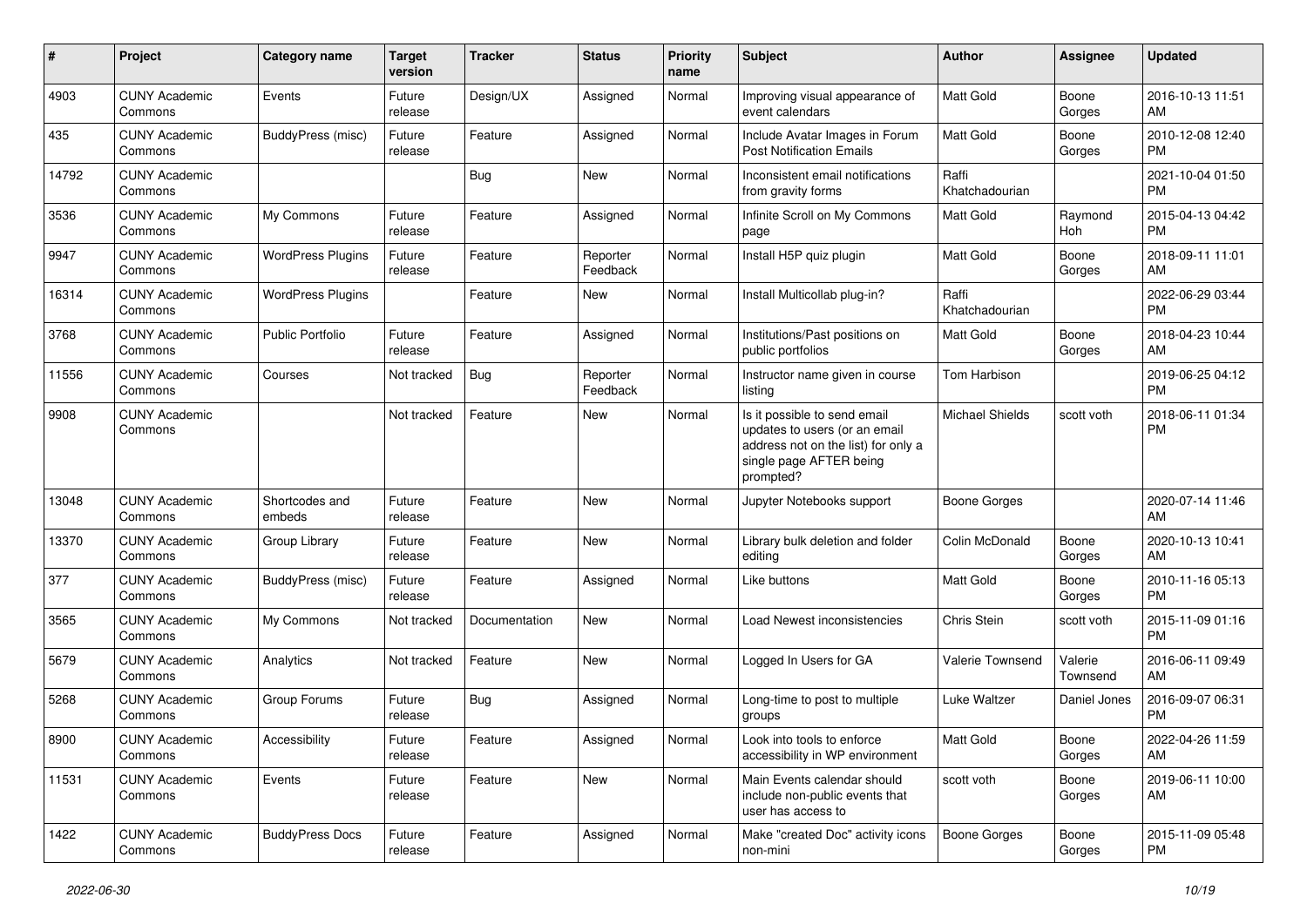| # | Project | Category name | Target version | Tracker | Status | Priority name | Subject | Author | Assignee | Updated |
|---|---|---|---|---|---|---|---|---|---|---|
| 4903 | CUNY Academic Commons | Events | Future release | Design/UX | Assigned | Normal | Improving visual appearance of event calendars | Matt Gold | Boone Gorges | 2016-10-13 11:51 AM |
| 435 | CUNY Academic Commons | BuddyPress (misc) | Future release | Feature | Assigned | Normal | Include Avatar Images in Forum Post Notification Emails | Matt Gold | Boone Gorges | 2010-12-08 12:40 PM |
| 14792 | CUNY Academic Commons | | | Bug | New | Normal | Inconsistent email notifications from gravity forms | Raffi Khatchadourian | | 2021-10-04 01:50 PM |
| 3536 | CUNY Academic Commons | My Commons | Future release | Feature | Assigned | Normal | Infinite Scroll on My Commons page | Matt Gold | Raymond Hoh | 2015-04-13 04:42 PM |
| 9947 | CUNY Academic Commons | WordPress Plugins | Future release | Feature | Reporter Feedback | Normal | Install H5P quiz plugin | Matt Gold | Boone Gorges | 2018-09-11 11:01 AM |
| 16314 | CUNY Academic Commons | WordPress Plugins | | Feature | New | Normal | Install Multicollab plug-in? | Raffi Khatchadourian | | 2022-06-29 03:44 PM |
| 3768 | CUNY Academic Commons | Public Portfolio | Future release | Feature | Assigned | Normal | Institutions/Past positions on public portfolios | Matt Gold | Boone Gorges | 2018-04-23 10:44 AM |
| 11556 | CUNY Academic Commons | Courses | Not tracked | Bug | Reporter Feedback | Normal | Instructor name given in course listing | Tom Harbison | | 2019-06-25 04:12 PM |
| 9908 | CUNY Academic Commons | | Not tracked | Feature | New | Normal | Is it possible to send email updates to users (or an email address not on the list) for only a single page AFTER being prompted? | Michael Shields | scott voth | 2018-06-11 01:34 PM |
| 13048 | CUNY Academic Commons | Shortcodes and embeds | Future release | Feature | New | Normal | Jupyter Notebooks support | Boone Gorges | | 2020-07-14 11:46 AM |
| 13370 | CUNY Academic Commons | Group Library | Future release | Feature | New | Normal | Library bulk deletion and folder editing | Colin McDonald | Boone Gorges | 2020-10-13 10:41 AM |
| 377 | CUNY Academic Commons | BuddyPress (misc) | Future release | Feature | Assigned | Normal | Like buttons | Matt Gold | Boone Gorges | 2010-11-16 05:13 PM |
| 3565 | CUNY Academic Commons | My Commons | Not tracked | Documentation | New | Normal | Load Newest inconsistencies | Chris Stein | scott voth | 2015-11-09 01:16 PM |
| 5679 | CUNY Academic Commons | Analytics | Not tracked | Feature | New | Normal | Logged In Users for GA | Valerie Townsend | Valerie Townsend | 2016-06-11 09:49 AM |
| 5268 | CUNY Academic Commons | Group Forums | Future release | Bug | Assigned | Normal | Long-time to post to multiple groups | Luke Waltzer | Daniel Jones | 2016-09-07 06:31 PM |
| 8900 | CUNY Academic Commons | Accessibility | Future release | Feature | Assigned | Normal | Look into tools to enforce accessibility in WP environment | Matt Gold | Boone Gorges | 2022-04-26 11:59 AM |
| 11531 | CUNY Academic Commons | Events | Future release | Feature | New | Normal | Main Events calendar should include non-public events that user has access to | scott voth | Boone Gorges | 2019-06-11 10:00 AM |
| 1422 | CUNY Academic Commons | BuddyPress Docs | Future release | Feature | Assigned | Normal | Make "created Doc" activity icons non-mini | Boone Gorges | Boone Gorges | 2015-11-09 05:48 PM |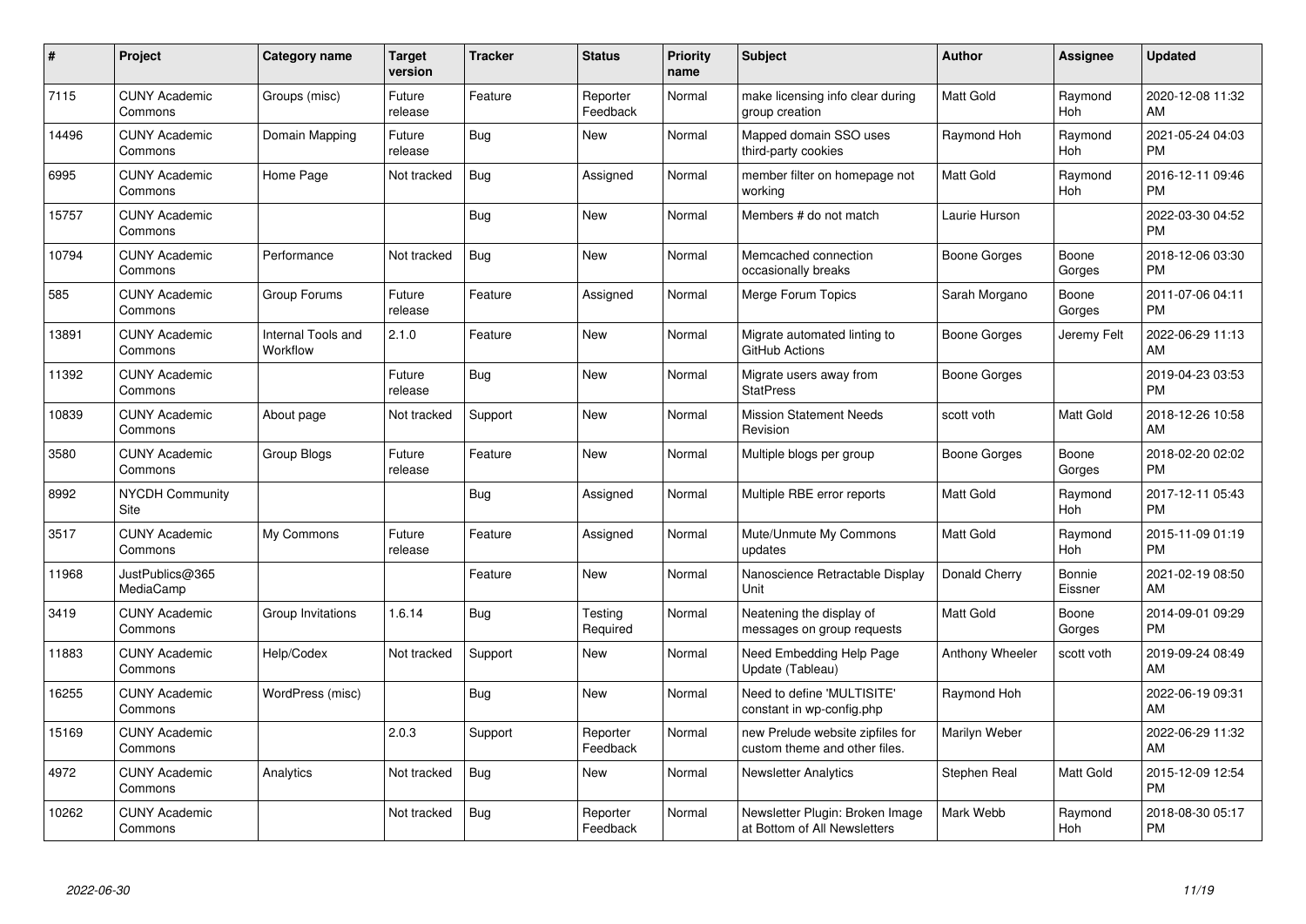| # | Project | Category name | Target version | Tracker | Status | Priority name | Subject | Author | Assignee | Updated |
|---|---|---|---|---|---|---|---|---|---|---|
| 7115 | CUNY Academic Commons | Groups (misc) | Future release | Feature | Reporter Feedback | Normal | make licensing info clear during group creation | Matt Gold | Raymond Hoh | 2020-12-08 11:32 AM |
| 14496 | CUNY Academic Commons | Domain Mapping | Future release | Bug | New | Normal | Mapped domain SSO uses third-party cookies | Raymond Hoh | Raymond Hoh | 2021-05-24 04:03 PM |
| 6995 | CUNY Academic Commons | Home Page | Not tracked | Bug | Assigned | Normal | member filter on homepage not working | Matt Gold | Raymond Hoh | 2016-12-11 09:46 PM |
| 15757 | CUNY Academic Commons | | | Bug | New | Normal | Members # do not match | Laurie Hurson | | 2022-03-30 04:52 PM |
| 10794 | CUNY Academic Commons | Performance | Not tracked | Bug | New | Normal | Memcached connection occasionally breaks | Boone Gorges | Boone Gorges | 2018-12-06 03:30 PM |
| 585 | CUNY Academic Commons | Group Forums | Future release | Feature | Assigned | Normal | Merge Forum Topics | Sarah Morgano | Boone Gorges | 2011-07-06 04:11 PM |
| 13891 | CUNY Academic Commons | Internal Tools and Workflow | 2.1.0 | Feature | New | Normal | Migrate automated linting to GitHub Actions | Boone Gorges | Jeremy Felt | 2022-06-29 11:13 AM |
| 11392 | CUNY Academic Commons | | Future release | Bug | New | Normal | Migrate users away from StatPress | Boone Gorges | | 2019-04-23 03:53 PM |
| 10839 | CUNY Academic Commons | About page | Not tracked | Support | New | Normal | Mission Statement Needs Revision | scott voth | Matt Gold | 2018-12-26 10:58 AM |
| 3580 | CUNY Academic Commons | Group Blogs | Future release | Feature | New | Normal | Multiple blogs per group | Boone Gorges | Boone Gorges | 2018-02-20 02:02 PM |
| 8992 | NYCDH Community Site | | | Bug | Assigned | Normal | Multiple RBE error reports | Matt Gold | Raymond Hoh | 2017-12-11 05:43 PM |
| 3517 | CUNY Academic Commons | My Commons | Future release | Feature | Assigned | Normal | Mute/Unmute My Commons updates | Matt Gold | Raymond Hoh | 2015-11-09 01:19 PM |
| 11968 | JustPublics@365 MediaCamp | | | Feature | New | Normal | Nanoscience Retractable Display Unit | Donald Cherry | Bonnie Eissner | 2021-02-19 08:50 AM |
| 3419 | CUNY Academic Commons | Group Invitations | 1.6.14 | Bug | Testing Required | Normal | Neatening the display of messages on group requests | Matt Gold | Boone Gorges | 2014-09-01 09:29 PM |
| 11883 | CUNY Academic Commons | Help/Codex | Not tracked | Support | New | Normal | Need Embedding Help Page Update (Tableau) | Anthony Wheeler | scott voth | 2019-09-24 08:49 AM |
| 16255 | CUNY Academic Commons | WordPress (misc) | | Bug | New | Normal | Need to define 'MULTISITE' constant in wp-config.php | Raymond Hoh | | 2022-06-19 09:31 AM |
| 15169 | CUNY Academic Commons | | 2.0.3 | Support | Reporter Feedback | Normal | new Prelude website zipfiles for custom theme and other files. | Marilyn Weber | | 2022-06-29 11:32 AM |
| 4972 | CUNY Academic Commons | Analytics | Not tracked | Bug | New | Normal | Newsletter Analytics | Stephen Real | Matt Gold | 2015-12-09 12:54 PM |
| 10262 | CUNY Academic Commons | | Not tracked | Bug | Reporter Feedback | Normal | Newsletter Plugin: Broken Image at Bottom of All Newsletters | Mark Webb | Raymond Hoh | 2018-08-30 05:17 PM |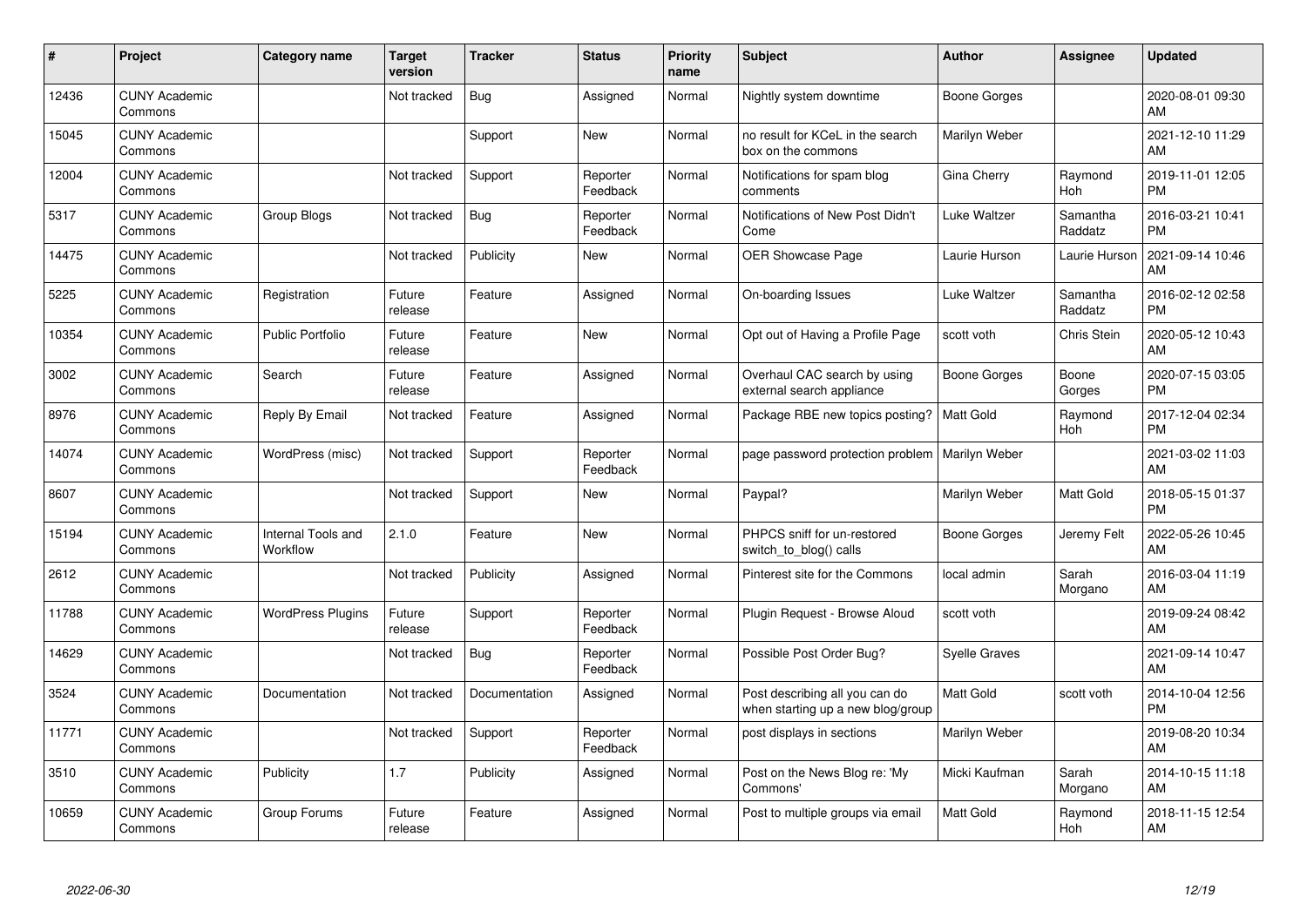| # | Project | Category name | Target version | Tracker | Status | Priority name | Subject | Author | Assignee | Updated |
|---|---|---|---|---|---|---|---|---|---|---|
| 12436 | CUNY Academic Commons | | Not tracked | Bug | Assigned | Normal | Nightly system downtime | Boone Gorges | | 2020-08-01 09:30 AM |
| 15045 | CUNY Academic Commons | | | Support | New | Normal | no result for KCeL in the search box on the commons | Marilyn Weber | | 2021-12-10 11:29 AM |
| 12004 | CUNY Academic Commons | | Not tracked | Support | Reporter Feedback | Normal | Notifications for spam blog comments | Gina Cherry | Raymond Hoh | 2019-11-01 12:05 PM |
| 5317 | CUNY Academic Commons | Group Blogs | Not tracked | Bug | Reporter Feedback | Normal | Notifications of New Post Didn't Come | Luke Waltzer | Samantha Raddatz | 2016-03-21 10:41 PM |
| 14475 | CUNY Academic Commons | | Not tracked | Publicity | New | Normal | OER Showcase Page | Laurie Hurson | Laurie Hurson | 2021-09-14 10:46 AM |
| 5225 | CUNY Academic Commons | Registration | Future release | Feature | Assigned | Normal | On-boarding Issues | Luke Waltzer | Samantha Raddatz | 2016-02-12 02:58 PM |
| 10354 | CUNY Academic Commons | Public Portfolio | Future release | Feature | New | Normal | Opt out of Having a Profile Page | scott voth | Chris Stein | 2020-05-12 10:43 AM |
| 3002 | CUNY Academic Commons | Search | Future release | Feature | Assigned | Normal | Overhaul CAC search by using external search appliance | Boone Gorges | Boone Gorges | 2020-07-15 03:05 PM |
| 8976 | CUNY Academic Commons | Reply By Email | Not tracked | Feature | Assigned | Normal | Package RBE new topics posting? | Matt Gold | Raymond Hoh | 2017-12-04 02:34 PM |
| 14074 | CUNY Academic Commons | WordPress (misc) | Not tracked | Support | Reporter Feedback | Normal | page password protection problem | Marilyn Weber | | 2021-03-02 11:03 AM |
| 8607 | CUNY Academic Commons | | Not tracked | Support | New | Normal | Paypal? | Marilyn Weber | Matt Gold | 2018-05-15 01:37 PM |
| 15194 | CUNY Academic Commons | Internal Tools and Workflow | 2.1.0 | Feature | New | Normal | PHPCS sniff for un-restored switch_to_blog() calls | Boone Gorges | Jeremy Felt | 2022-05-26 10:45 AM |
| 2612 | CUNY Academic Commons | | Not tracked | Publicity | Assigned | Normal | Pinterest site for the Commons | local admin | Sarah Morgano | 2016-03-04 11:19 AM |
| 11788 | CUNY Academic Commons | WordPress Plugins | Future release | Support | Reporter Feedback | Normal | Plugin Request - Browse Aloud | scott voth | | 2019-09-24 08:42 AM |
| 14629 | CUNY Academic Commons | | Not tracked | Bug | Reporter Feedback | Normal | Possible Post Order Bug? | Syelle Graves | | 2021-09-14 10:47 AM |
| 3524 | CUNY Academic Commons | Documentation | Not tracked | Documentation | Assigned | Normal | Post describing all you can do when starting up a new blog/group | Matt Gold | scott voth | 2014-10-04 12:56 PM |
| 11771 | CUNY Academic Commons | | Not tracked | Support | Reporter Feedback | Normal | post displays in sections | Marilyn Weber | | 2019-08-20 10:34 AM |
| 3510 | CUNY Academic Commons | Publicity | 1.7 | Publicity | Assigned | Normal | Post on the News Blog re: 'My Commons' | Micki Kaufman | Sarah Morgano | 2014-10-15 11:18 AM |
| 10659 | CUNY Academic Commons | Group Forums | Future release | Feature | Assigned | Normal | Post to multiple groups via email | Matt Gold | Raymond Hoh | 2018-11-15 12:54 AM |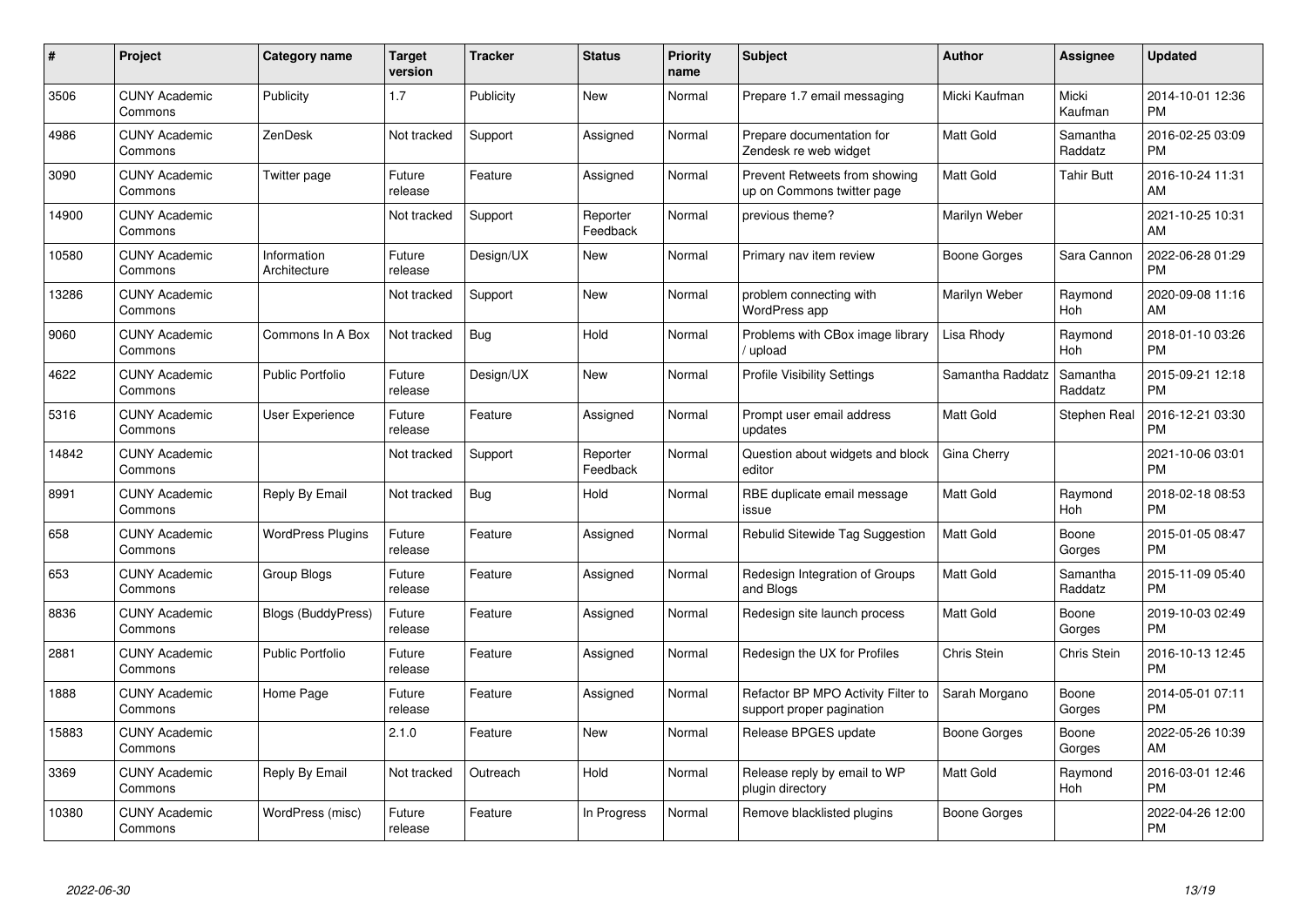| # | Project | Category name | Target version | Tracker | Status | Priority name | Subject | Author | Assignee | Updated |
|---|---|---|---|---|---|---|---|---|---|---|
| 3506 | CUNY Academic Commons | Publicity | 1.7 | Publicity | New | Normal | Prepare 1.7 email messaging | Micki Kaufman | Micki Kaufman | 2014-10-01 12:36 PM |
| 4986 | CUNY Academic Commons | ZenDesk | Not tracked | Support | Assigned | Normal | Prepare documentation for Zendesk re web widget | Matt Gold | Samantha Raddatz | 2016-02-25 03:09 PM |
| 3090 | CUNY Academic Commons | Twitter page | Future release | Feature | Assigned | Normal | Prevent Retweets from showing up on Commons twitter page | Matt Gold | Tahir Butt | 2016-10-24 11:31 AM |
| 14900 | CUNY Academic Commons | | Not tracked | Support | Reporter Feedback | Normal | previous theme? | Marilyn Weber | | 2021-10-25 10:31 AM |
| 10580 | CUNY Academic Commons | Information Architecture | Future release | Design/UX | New | Normal | Primary nav item review | Boone Gorges | Sara Cannon | 2022-06-28 01:29 PM |
| 13286 | CUNY Academic Commons | | Not tracked | Support | New | Normal | problem connecting with WordPress app | Marilyn Weber | Raymond Hoh | 2020-09-08 11:16 AM |
| 9060 | CUNY Academic Commons | Commons In A Box | Not tracked | Bug | Hold | Normal | Problems with CBox image library / upload | Lisa Rhody | Raymond Hoh | 2018-01-10 03:26 PM |
| 4622 | CUNY Academic Commons | Public Portfolio | Future release | Design/UX | New | Normal | Profile Visibility Settings | Samantha Raddatz | Samantha Raddatz | 2015-09-21 12:18 PM |
| 5316 | CUNY Academic Commons | User Experience | Future release | Feature | Assigned | Normal | Prompt user email address updates | Matt Gold | Stephen Real | 2016-12-21 03:30 PM |
| 14842 | CUNY Academic Commons | | Not tracked | Support | Reporter Feedback | Normal | Question about widgets and block editor | Gina Cherry | | 2021-10-06 03:01 PM |
| 8991 | CUNY Academic Commons | Reply By Email | Not tracked | Bug | Hold | Normal | RBE duplicate email message issue | Matt Gold | Raymond Hoh | 2018-02-18 08:53 PM |
| 658 | CUNY Academic Commons | WordPress Plugins | Future release | Feature | Assigned | Normal | Rebulid Sitewide Tag Suggestion | Matt Gold | Boone Gorges | 2015-01-05 08:47 PM |
| 653 | CUNY Academic Commons | Group Blogs | Future release | Feature | Assigned | Normal | Redesign Integration of Groups and Blogs | Matt Gold | Samantha Raddatz | 2015-11-09 05:40 PM |
| 8836 | CUNY Academic Commons | Blogs (BuddyPress) | Future release | Feature | Assigned | Normal | Redesign site launch process | Matt Gold | Boone Gorges | 2019-10-03 02:49 PM |
| 2881 | CUNY Academic Commons | Public Portfolio | Future release | Feature | Assigned | Normal | Redesign the UX for Profiles | Chris Stein | Chris Stein | 2016-10-13 12:45 PM |
| 1888 | CUNY Academic Commons | Home Page | Future release | Feature | Assigned | Normal | Refactor BP MPO Activity Filter to support proper pagination | Sarah Morgano | Boone Gorges | 2014-05-01 07:11 PM |
| 15883 | CUNY Academic Commons | | 2.1.0 | Feature | New | Normal | Release BPGES update | Boone Gorges | Boone Gorges | 2022-05-26 10:39 AM |
| 3369 | CUNY Academic Commons | Reply By Email | Not tracked | Outreach | Hold | Normal | Release reply by email to WP plugin directory | Matt Gold | Raymond Hoh | 2016-03-01 12:46 PM |
| 10380 | CUNY Academic Commons | WordPress (misc) | Future release | Feature | In Progress | Normal | Remove blacklisted plugins | Boone Gorges | | 2022-04-26 12:00 PM |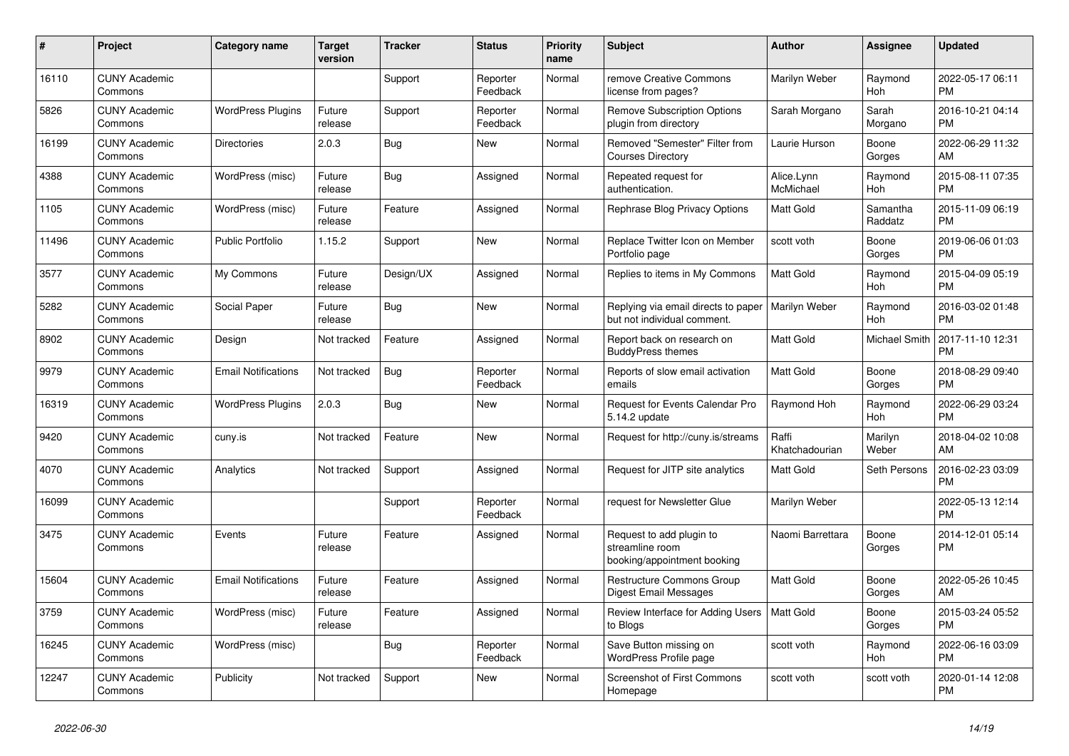| # | Project | Category name | Target version | Tracker | Status | Priority name | Subject | Author | Assignee | Updated |
|---|---|---|---|---|---|---|---|---|---|---|
| 16110 | CUNY Academic Commons | | | Support | Reporter Feedback | Normal | remove Creative Commons license from pages? | Marilyn Weber | Raymond Hoh | 2022-05-17 06:11 PM |
| 5826 | CUNY Academic Commons | WordPress Plugins | Future release | Support | Reporter Feedback | Normal | Remove Subscription Options plugin from directory | Sarah Morgano | Sarah Morgano | 2016-10-21 04:14 PM |
| 16199 | CUNY Academic Commons | Directories | 2.0.3 | Bug | New | Normal | Removed "Semester" Filter from Courses Directory | Laurie Hurson | Boone Gorges | 2022-06-29 11:32 AM |
| 4388 | CUNY Academic Commons | WordPress (misc) | Future release | Bug | Assigned | Normal | Repeated request for authentication. | Alice.Lynn McMichael | Raymond Hoh | 2015-08-11 07:35 PM |
| 1105 | CUNY Academic Commons | WordPress (misc) | Future release | Feature | Assigned | Normal | Rephrase Blog Privacy Options | Matt Gold | Samantha Raddatz | 2015-11-09 06:19 PM |
| 11496 | CUNY Academic Commons | Public Portfolio | 1.15.2 | Support | New | Normal | Replace Twitter Icon on Member Portfolio page | scott voth | Boone Gorges | 2019-06-06 01:03 PM |
| 3577 | CUNY Academic Commons | My Commons | Future release | Design/UX | Assigned | Normal | Replies to items in My Commons | Matt Gold | Raymond Hoh | 2015-04-09 05:19 PM |
| 5282 | CUNY Academic Commons | Social Paper | Future release | Bug | New | Normal | Replying via email directs to paper but not individual comment. | Marilyn Weber | Raymond Hoh | 2016-03-02 01:48 PM |
| 8902 | CUNY Academic Commons | Design | Not tracked | Feature | Assigned | Normal | Report back on research on BuddyPress themes | Matt Gold | Michael Smith | 2017-11-10 12:31 PM |
| 9979 | CUNY Academic Commons | Email Notifications | Not tracked | Bug | Reporter Feedback | Normal | Reports of slow email activation emails | Matt Gold | Boone Gorges | 2018-08-29 09:40 PM |
| 16319 | CUNY Academic Commons | WordPress Plugins | 2.0.3 | Bug | New | Normal | Request for Events Calendar Pro 5.14.2 update | Raymond Hoh | Raymond Hoh | 2022-06-29 03:24 PM |
| 9420 | CUNY Academic Commons | cuny.is | Not tracked | Feature | New | Normal | Request for http://cuny.is/streams | Raffi Khatchadourian | Marilyn Weber | 2018-04-02 10:08 AM |
| 4070 | CUNY Academic Commons | Analytics | Not tracked | Support | Assigned | Normal | Request for JITP site analytics | Matt Gold | Seth Persons | 2016-02-23 03:09 PM |
| 16099 | CUNY Academic Commons | | | Support | Reporter Feedback | Normal | request for Newsletter Glue | Marilyn Weber | | 2022-05-13 12:14 PM |
| 3475 | CUNY Academic Commons | Events | Future release | Feature | Assigned | Normal | Request to add plugin to streamline room booking/appointment booking | Naomi Barrettara | Boone Gorges | 2014-12-01 05:14 PM |
| 15604 | CUNY Academic Commons | Email Notifications | Future release | Feature | Assigned | Normal | Restructure Commons Group Digest Email Messages | Matt Gold | Boone Gorges | 2022-05-26 10:45 AM |
| 3759 | CUNY Academic Commons | WordPress (misc) | Future release | Feature | Assigned | Normal | Review Interface for Adding Users to Blogs | Matt Gold | Boone Gorges | 2015-03-24 05:52 PM |
| 16245 | CUNY Academic Commons | WordPress (misc) | | Bug | Reporter Feedback | Normal | Save Button missing on WordPress Profile page | scott voth | Raymond Hoh | 2022-06-16 03:09 PM |
| 12247 | CUNY Academic Commons | Publicity | Not tracked | Support | New | Normal | Screenshot of First Commons Homepage | scott voth | scott voth | 2020-01-14 12:08 PM |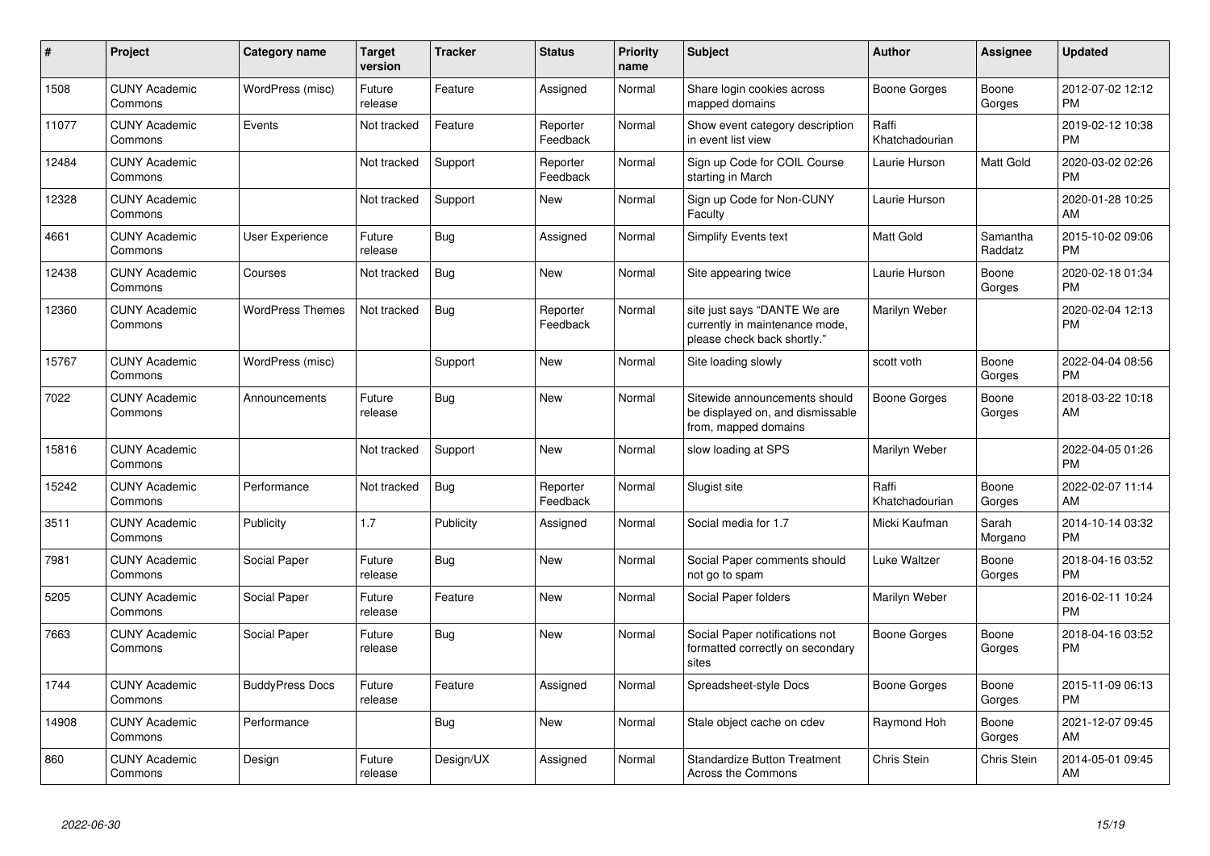| # | Project | Category name | Target version | Tracker | Status | Priority name | Subject | Author | Assignee | Updated |
|---|---|---|---|---|---|---|---|---|---|---|
| 1508 | CUNY Academic Commons | WordPress (misc) | Future release | Feature | Assigned | Normal | Share login cookies across mapped domains | Boone Gorges | Boone Gorges | 2012-07-02 12:12 PM |
| 11077 | CUNY Academic Commons | Events | Not tracked | Feature | Reporter Feedback | Normal | Show event category description in event list view | Raffi Khatchadourian | | 2019-02-12 10:38 PM |
| 12484 | CUNY Academic Commons | | Not tracked | Support | Reporter Feedback | Normal | Sign up Code for COIL Course starting in March | Laurie Hurson | Matt Gold | 2020-03-02 02:26 PM |
| 12328 | CUNY Academic Commons | | Not tracked | Support | New | Normal | Sign up Code for Non-CUNY Faculty | Laurie Hurson | | 2020-01-28 10:25 AM |
| 4661 | CUNY Academic Commons | User Experience | Future release | Bug | Assigned | Normal | Simplify Events text | Matt Gold | Samantha Raddatz | 2015-10-02 09:06 PM |
| 12438 | CUNY Academic Commons | Courses | Not tracked | Bug | New | Normal | Site appearing twice | Laurie Hurson | Boone Gorges | 2020-02-18 01:34 PM |
| 12360 | CUNY Academic Commons | WordPress Themes | Not tracked | Bug | Reporter Feedback | Normal | site just says "DANTE We are currently in maintenance mode, please check back shortly." | Marilyn Weber | | 2020-02-04 12:13 PM |
| 15767 | CUNY Academic Commons | WordPress (misc) | | Support | New | Normal | Site loading slowly | scott voth | Boone Gorges | 2022-04-04 08:56 PM |
| 7022 | CUNY Academic Commons | Announcements | Future release | Bug | New | Normal | Sitewide announcements should be displayed on, and dismissable from, mapped domains | Boone Gorges | Boone Gorges | 2018-03-22 10:18 AM |
| 15816 | CUNY Academic Commons | | Not tracked | Support | New | Normal | slow loading at SPS | Marilyn Weber | | 2022-04-05 01:26 PM |
| 15242 | CUNY Academic Commons | Performance | Not tracked | Bug | Reporter Feedback | Normal | Slugist site | Raffi Khatchadourian | Boone Gorges | 2022-02-07 11:14 AM |
| 3511 | CUNY Academic Commons | Publicity | 1.7 | Publicity | Assigned | Normal | Social media for 1.7 | Micki Kaufman | Sarah Morgano | 2014-10-14 03:32 PM |
| 7981 | CUNY Academic Commons | Social Paper | Future release | Bug | New | Normal | Social Paper comments should not go to spam | Luke Waltzer | Boone Gorges | 2018-04-16 03:52 PM |
| 5205 | CUNY Academic Commons | Social Paper | Future release | Feature | New | Normal | Social Paper folders | Marilyn Weber | | 2016-02-11 10:24 PM |
| 7663 | CUNY Academic Commons | Social Paper | Future release | Bug | New | Normal | Social Paper notifications not formatted correctly on secondary sites | Boone Gorges | Boone Gorges | 2018-04-16 03:52 PM |
| 1744 | CUNY Academic Commons | BuddyPress Docs | Future release | Feature | Assigned | Normal | Spreadsheet-style Docs | Boone Gorges | Boone Gorges | 2015-11-09 06:13 PM |
| 14908 | CUNY Academic Commons | Performance | | Bug | New | Normal | Stale object cache on cdev | Raymond Hoh | Boone Gorges | 2021-12-07 09:45 AM |
| 860 | CUNY Academic Commons | Design | Future release | Design/UX | Assigned | Normal | Standardize Button Treatment Across the Commons | Chris Stein | Chris Stein | 2014-05-01 09:45 AM |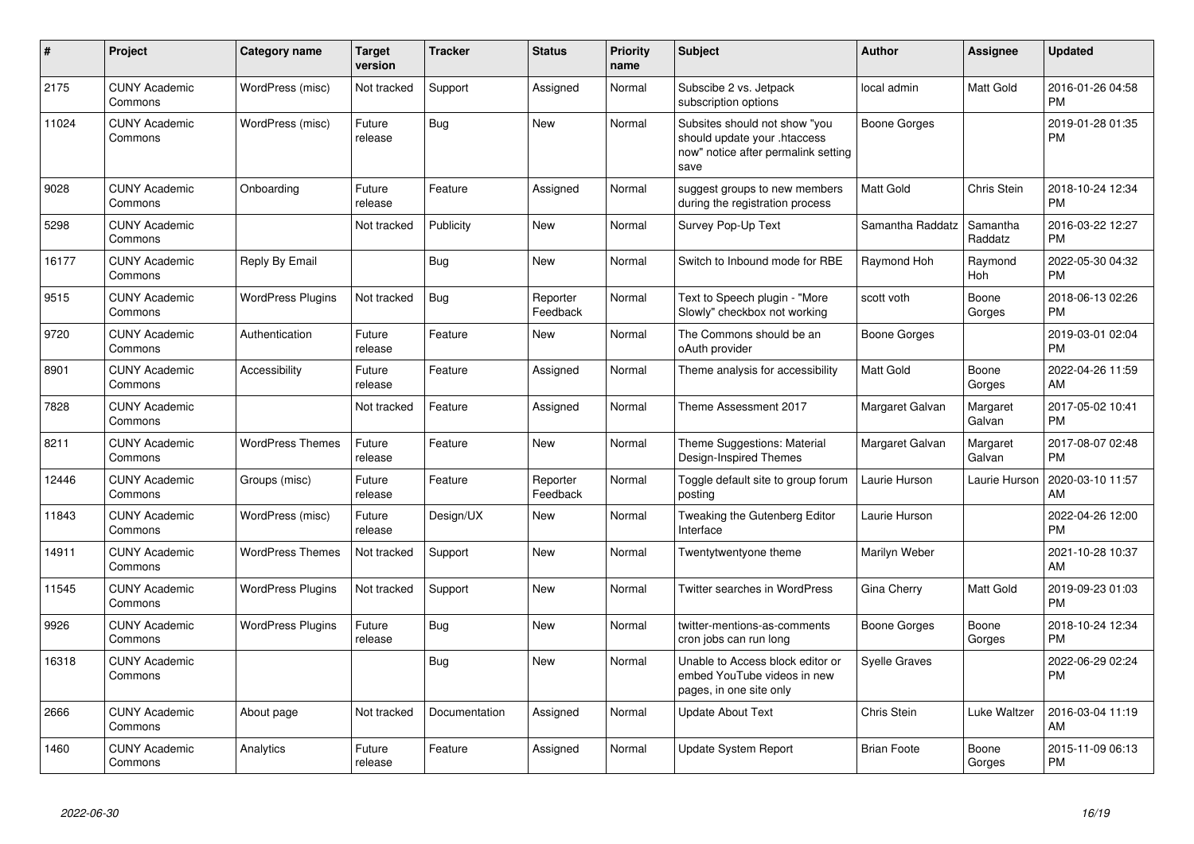| # | Project | Category name | Target version | Tracker | Status | Priority name | Subject | Author | Assignee | Updated |
|---|---|---|---|---|---|---|---|---|---|---|
| 2175 | CUNY Academic Commons | WordPress (misc) | Not tracked | Support | Assigned | Normal | Subscibe 2 vs. Jetpack subscription options | local admin | Matt Gold | 2016-01-26 04:58 PM |
| 11024 | CUNY Academic Commons | WordPress (misc) | Future release | Bug | New | Normal | Subsites should not show "you should update your .htaccess now" notice after permalink setting save | Boone Gorges | | 2019-01-28 01:35 PM |
| 9028 | CUNY Academic Commons | Onboarding | Future release | Feature | Assigned | Normal | suggest groups to new members during the registration process | Matt Gold | Chris Stein | 2018-10-24 12:34 PM |
| 5298 | CUNY Academic Commons | | Not tracked | Publicity | New | Normal | Survey Pop-Up Text | Samantha Raddatz | Samantha Raddatz | 2016-03-22 12:27 PM |
| 16177 | CUNY Academic Commons | Reply By Email | | Bug | New | Normal | Switch to Inbound mode for RBE | Raymond Hoh | Raymond Hoh | 2022-05-30 04:32 PM |
| 9515 | CUNY Academic Commons | WordPress Plugins | Not tracked | Bug | Reporter Feedback | Normal | Text to Speech plugin - "More Slowly" checkbox not working | scott voth | Boone Gorges | 2018-06-13 02:26 PM |
| 9720 | CUNY Academic Commons | Authentication | Future release | Feature | New | Normal | The Commons should be an oAuth provider | Boone Gorges | | 2019-03-01 02:04 PM |
| 8901 | CUNY Academic Commons | Accessibility | Future release | Feature | Assigned | Normal | Theme analysis for accessibility | Matt Gold | Boone Gorges | 2022-04-26 11:59 AM |
| 7828 | CUNY Academic Commons | | Not tracked | Feature | Assigned | Normal | Theme Assessment 2017 | Margaret Galvan | Margaret Galvan | 2017-05-02 10:41 PM |
| 8211 | CUNY Academic Commons | WordPress Themes | Future release | Feature | New | Normal | Theme Suggestions: Material Design-Inspired Themes | Margaret Galvan | Margaret Galvan | 2017-08-07 02:48 PM |
| 12446 | CUNY Academic Commons | Groups (misc) | Future release | Feature | Reporter Feedback | Normal | Toggle default site to group forum posting | Laurie Hurson | Laurie Hurson | 2020-03-10 11:57 AM |
| 11843 | CUNY Academic Commons | WordPress (misc) | Future release | Design/UX | New | Normal | Tweaking the Gutenberg Editor Interface | Laurie Hurson | | 2022-04-26 12:00 PM |
| 14911 | CUNY Academic Commons | WordPress Themes | Not tracked | Support | New | Normal | Twentytwentyone theme | Marilyn Weber | | 2021-10-28 10:37 AM |
| 11545 | CUNY Academic Commons | WordPress Plugins | Not tracked | Support | New | Normal | Twitter searches in WordPress | Gina Cherry | Matt Gold | 2019-09-23 01:03 PM |
| 9926 | CUNY Academic Commons | WordPress Plugins | Future release | Bug | New | Normal | twitter-mentions-as-comments cron jobs can run long | Boone Gorges | Boone Gorges | 2018-10-24 12:34 PM |
| 16318 | CUNY Academic Commons | | | Bug | New | Normal | Unable to Access block editor or embed YouTube videos in new pages, in one site only | Syelle Graves | | 2022-06-29 02:24 PM |
| 2666 | CUNY Academic Commons | About page | Not tracked | Documentation | Assigned | Normal | Update About Text | Chris Stein | Luke Waltzer | 2016-03-04 11:19 AM |
| 1460 | CUNY Academic Commons | Analytics | Future release | Feature | Assigned | Normal | Update System Report | Brian Foote | Boone Gorges | 2015-11-09 06:13 PM |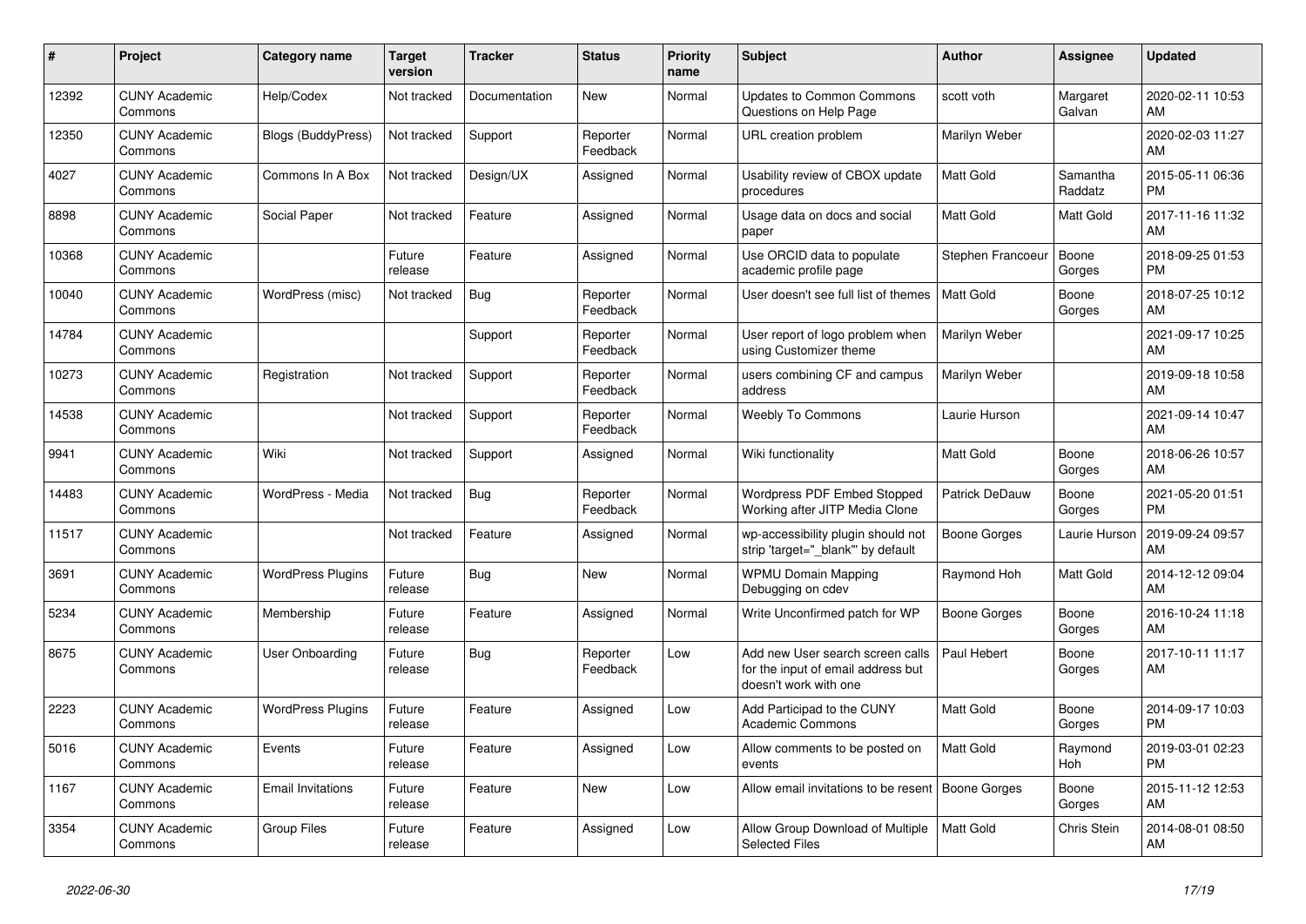| # | Project | Category name | Target version | Tracker | Status | Priority name | Subject | Author | Assignee | Updated |
|---|---|---|---|---|---|---|---|---|---|---|
| 12392 | CUNY Academic Commons | Help/Codex | Not tracked | Documentation | New | Normal | Updates to Common Commons Questions on Help Page | scott voth | Margaret Galvan | 2020-02-11 10:53 AM |
| 12350 | CUNY Academic Commons | Blogs (BuddyPress) | Not tracked | Support | Reporter Feedback | Normal | URL creation problem | Marilyn Weber | | 2020-02-03 11:27 AM |
| 4027 | CUNY Academic Commons | Commons In A Box | Not tracked | Design/UX | Assigned | Normal | Usability review of CBOX update procedures | Matt Gold | Samantha Raddatz | 2015-05-11 06:36 PM |
| 8898 | CUNY Academic Commons | Social Paper | Not tracked | Feature | Assigned | Normal | Usage data on docs and social paper | Matt Gold | Matt Gold | 2017-11-16 11:32 AM |
| 10368 | CUNY Academic Commons | | Future release | Feature | Assigned | Normal | Use ORCID data to populate academic profile page | Stephen Francoeur | Boone Gorges | 2018-09-25 01:53 PM |
| 10040 | CUNY Academic Commons | WordPress (misc) | Not tracked | Bug | Reporter Feedback | Normal | User doesn't see full list of themes | Matt Gold | Boone Gorges | 2018-07-25 10:12 AM |
| 14784 | CUNY Academic Commons | | | Support | Reporter Feedback | Normal | User report of logo problem when using Customizer theme | Marilyn Weber | | 2021-09-17 10:25 AM |
| 10273 | CUNY Academic Commons | Registration | Not tracked | Support | Reporter Feedback | Normal | users combining CF and campus address | Marilyn Weber | | 2019-09-18 10:58 AM |
| 14538 | CUNY Academic Commons | | Not tracked | Support | Reporter Feedback | Normal | Weebly To Commons | Laurie Hurson | | 2021-09-14 10:47 AM |
| 9941 | CUNY Academic Commons | Wiki | Not tracked | Support | Assigned | Normal | Wiki functionality | Matt Gold | Boone Gorges | 2018-06-26 10:57 AM |
| 14483 | CUNY Academic Commons | WordPress - Media | Not tracked | Bug | Reporter Feedback | Normal | Wordpress PDF Embed Stopped Working after JITP Media Clone | Patrick DeDauw | Boone Gorges | 2021-05-20 01:51 PM |
| 11517 | CUNY Academic Commons | | Not tracked | Feature | Assigned | Normal | wp-accessibility plugin should not strip 'target="_blank"' by default | Boone Gorges | Laurie Hurson | 2019-09-24 09:57 AM |
| 3691 | CUNY Academic Commons | WordPress Plugins | Future release | Bug | New | Normal | WPMU Domain Mapping Debugging on cdev | Raymond Hoh | Matt Gold | 2014-12-12 09:04 AM |
| 5234 | CUNY Academic Commons | Membership | Future release | Feature | Assigned | Normal | Write Unconfirmed patch for WP | Boone Gorges | Boone Gorges | 2016-10-24 11:18 AM |
| 8675 | CUNY Academic Commons | User Onboarding | Future release | Bug | Reporter Feedback | Low | Add new User search screen calls for the input of email address but doesn't work with one | Paul Hebert | Boone Gorges | 2017-10-11 11:17 AM |
| 2223 | CUNY Academic Commons | WordPress Plugins | Future release | Feature | Assigned | Low | Add Participad to the CUNY Academic Commons | Matt Gold | Boone Gorges | 2014-09-17 10:03 PM |
| 5016 | CUNY Academic Commons | Events | Future release | Feature | Assigned | Low | Allow comments to be posted on events | Matt Gold | Raymond Hoh | 2019-03-01 02:23 PM |
| 1167 | CUNY Academic Commons | Email Invitations | Future release | Feature | New | Low | Allow email invitations to be resent | Boone Gorges | Boone Gorges | 2015-11-12 12:53 AM |
| 3354 | CUNY Academic Commons | Group Files | Future release | Feature | Assigned | Low | Allow Group Download of Multiple Selected Files | Matt Gold | Chris Stein | 2014-08-01 08:50 AM |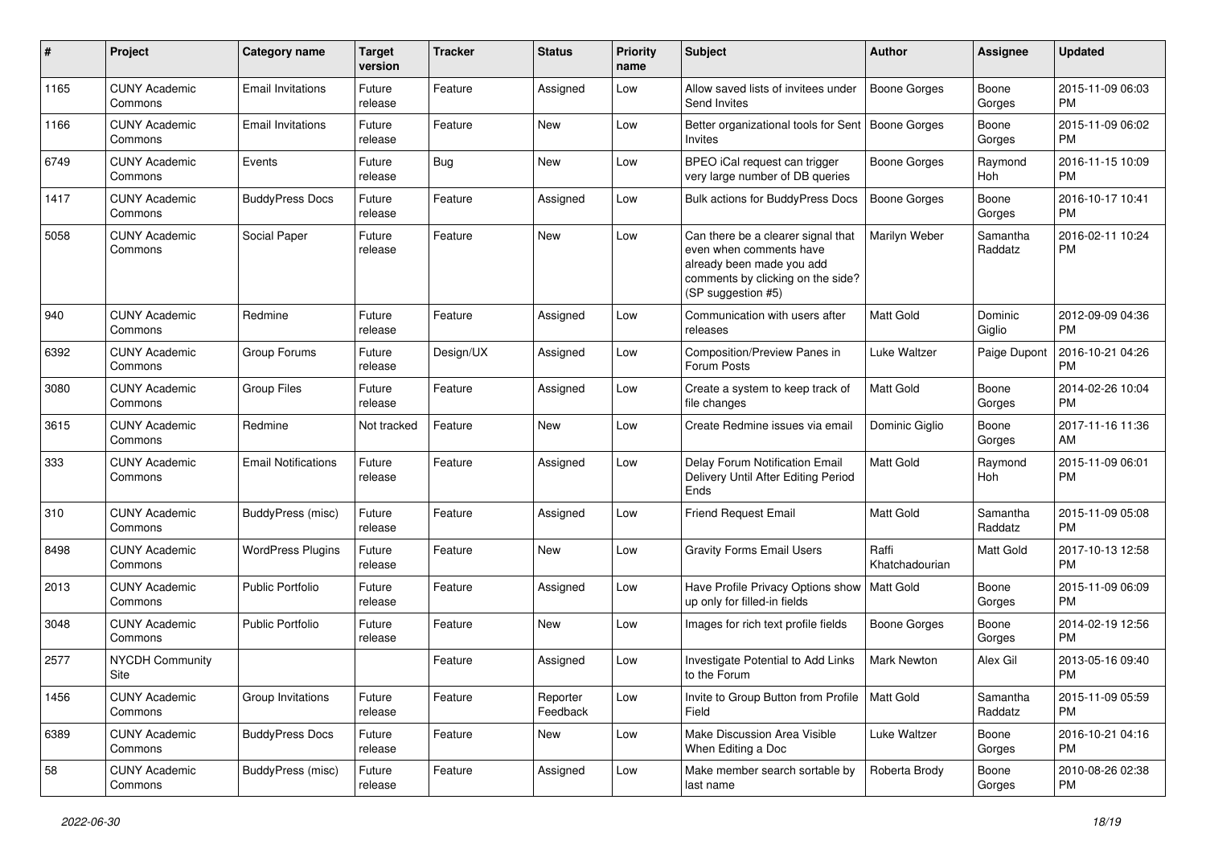| # | Project | Category name | Target version | Tracker | Status | Priority name | Subject | Author | Assignee | Updated |
|---|---|---|---|---|---|---|---|---|---|---|
| 1165 | CUNY Academic Commons | Email Invitations | Future release | Feature | Assigned | Low | Allow saved lists of invitees under Send Invites | Boone Gorges | Boone Gorges | 2015-11-09 06:03 PM |
| 1166 | CUNY Academic Commons | Email Invitations | Future release | Feature | New | Low | Better organizational tools for Sent Invites | Boone Gorges | Boone Gorges | 2015-11-09 06:02 PM |
| 6749 | CUNY Academic Commons | Events | Future release | Bug | New | Low | BPEO iCal request can trigger very large number of DB queries | Boone Gorges | Raymond Hoh | 2016-11-15 10:09 PM |
| 1417 | CUNY Academic Commons | BuddyPress Docs | Future release | Feature | Assigned | Low | Bulk actions for BuddyPress Docs | Boone Gorges | Boone Gorges | 2016-10-17 10:41 PM |
| 5058 | CUNY Academic Commons | Social Paper | Future release | Feature | New | Low | Can there be a clearer signal that even when comments have already been made you add comments by clicking on the side? (SP suggestion #5) | Marilyn Weber | Samantha Raddatz | 2016-02-11 10:24 PM |
| 940 | CUNY Academic Commons | Redmine | Future release | Feature | Assigned | Low | Communication with users after releases | Matt Gold | Dominic Giglio | 2012-09-09 04:36 PM |
| 6392 | CUNY Academic Commons | Group Forums | Future release | Design/UX | Assigned | Low | Composition/Preview Panes in Forum Posts | Luke Waltzer | Paige Dupont | 2016-10-21 04:26 PM |
| 3080 | CUNY Academic Commons | Group Files | Future release | Feature | Assigned | Low | Create a system to keep track of file changes | Matt Gold | Boone Gorges | 2014-02-26 10:04 PM |
| 3615 | CUNY Academic Commons | Redmine | Not tracked | Feature | New | Low | Create Redmine issues via email | Dominic Giglio | Boone Gorges | 2017-11-16 11:36 AM |
| 333 | CUNY Academic Commons | Email Notifications | Future release | Feature | Assigned | Low | Delay Forum Notification Email Delivery Until After Editing Period Ends | Matt Gold | Raymond Hoh | 2015-11-09 06:01 PM |
| 310 | CUNY Academic Commons | BuddyPress (misc) | Future release | Feature | Assigned | Low | Friend Request Email | Matt Gold | Samantha Raddatz | 2015-11-09 05:08 PM |
| 8498 | CUNY Academic Commons | WordPress Plugins | Future release | Feature | New | Low | Gravity Forms Email Users | Raffi Khatchadourian | Matt Gold | 2017-10-13 12:58 PM |
| 2013 | CUNY Academic Commons | Public Portfolio | Future release | Feature | Assigned | Low | Have Profile Privacy Options show up only for filled-in fields | Matt Gold | Boone Gorges | 2015-11-09 06:09 PM |
| 3048 | CUNY Academic Commons | Public Portfolio | Future release | Feature | New | Low | Images for rich text profile fields | Boone Gorges | Boone Gorges | 2014-02-19 12:56 PM |
| 2577 | NYCDH Community Site | | | Feature | Assigned | Low | Investigate Potential to Add Links to the Forum | Mark Newton | Alex Gil | 2013-05-16 09:40 PM |
| 1456 | CUNY Academic Commons | Group Invitations | Future release | Feature | Reporter Feedback | Low | Invite to Group Button from Profile Field | Matt Gold | Samantha Raddatz | 2015-11-09 05:59 PM |
| 6389 | CUNY Academic Commons | BuddyPress Docs | Future release | Feature | New | Low | Make Discussion Area Visible When Editing a Doc | Luke Waltzer | Boone Gorges | 2016-10-21 04:16 PM |
| 58 | CUNY Academic Commons | BuddyPress (misc) | Future release | Feature | Assigned | Low | Make member search sortable by last name | Roberta Brody | Boone Gorges | 2010-08-26 02:38 PM |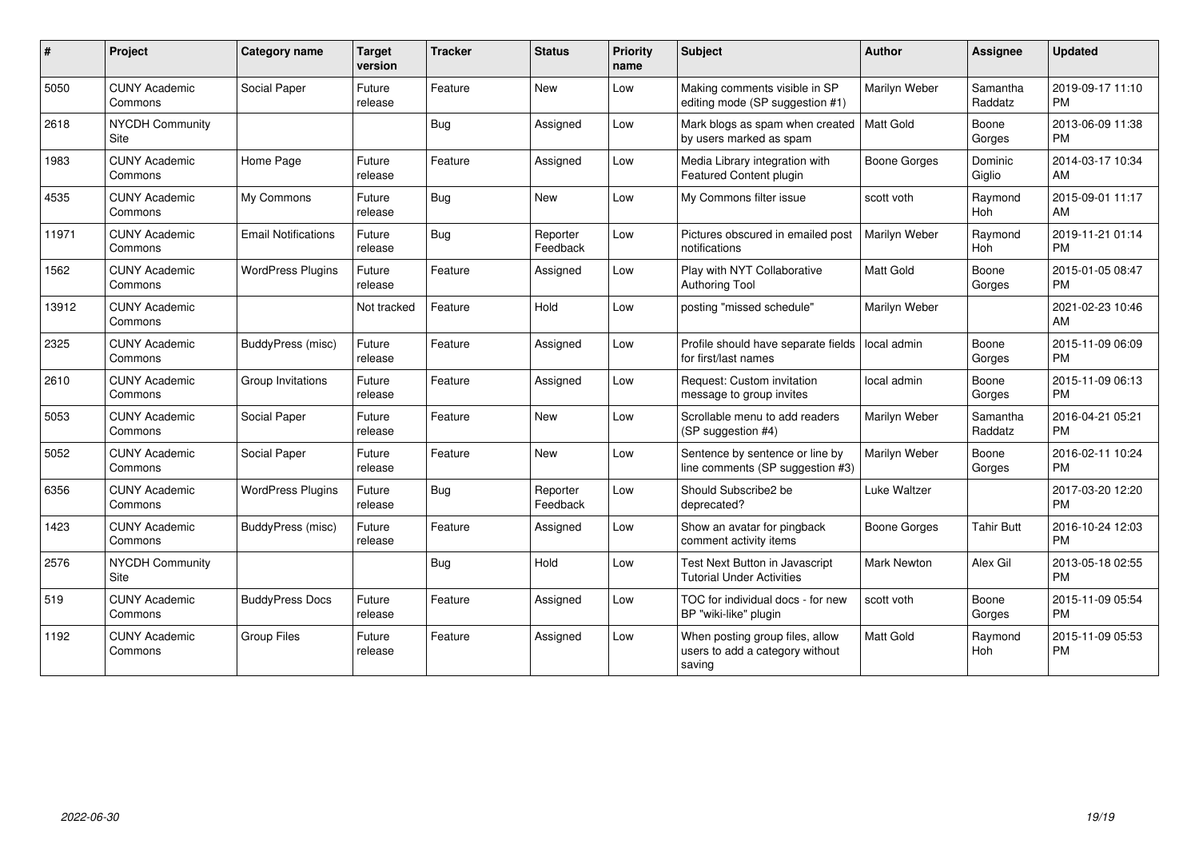| # | Project | Category name | Target version | Tracker | Status | Priority name | Subject | Author | Assignee | Updated |
|---|---|---|---|---|---|---|---|---|---|---|
| 5050 | CUNY Academic Commons | Social Paper | Future release | Feature | New | Low | Making comments visible in SP editing mode (SP suggestion #1) | Marilyn Weber | Samantha Raddatz | 2019-09-17 11:10 PM |
| 2618 | NYCDH Community Site | | | Bug | Assigned | Low | Mark blogs as spam when created by users marked as spam | Matt Gold | Boone Gorges | 2013-06-09 11:38 PM |
| 1983 | CUNY Academic Commons | Home Page | Future release | Feature | Assigned | Low | Media Library integration with Featured Content plugin | Boone Gorges | Dominic Giglio | 2014-03-17 10:34 AM |
| 4535 | CUNY Academic Commons | My Commons | Future release | Bug | New | Low | My Commons filter issue | scott voth | Raymond Hoh | 2015-09-01 11:17 AM |
| 11971 | CUNY Academic Commons | Email Notifications | Future release | Bug | Reporter Feedback | Low | Pictures obscured in emailed post notifications | Marilyn Weber | Raymond Hoh | 2019-11-21 01:14 PM |
| 1562 | CUNY Academic Commons | WordPress Plugins | Future release | Feature | Assigned | Low | Play with NYT Collaborative Authoring Tool | Matt Gold | Boone Gorges | 2015-01-05 08:47 PM |
| 13912 | CUNY Academic Commons | | Not tracked | Feature | Hold | Low | posting "missed schedule" | Marilyn Weber | | 2021-02-23 10:46 AM |
| 2325 | CUNY Academic Commons | BuddyPress (misc) | Future release | Feature | Assigned | Low | Profile should have separate fields for first/last names | local admin | Boone Gorges | 2015-11-09 06:09 PM |
| 2610 | CUNY Academic Commons | Group Invitations | Future release | Feature | Assigned | Low | Request: Custom invitation message to group invites | local admin | Boone Gorges | 2015-11-09 06:13 PM |
| 5053 | CUNY Academic Commons | Social Paper | Future release | Feature | New | Low | Scrollable menu to add readers (SP suggestion #4) | Marilyn Weber | Samantha Raddatz | 2016-04-21 05:21 PM |
| 5052 | CUNY Academic Commons | Social Paper | Future release | Feature | New | Low | Sentence by sentence or line by line comments (SP suggestion #3) | Marilyn Weber | Boone Gorges | 2016-02-11 10:24 PM |
| 6356 | CUNY Academic Commons | WordPress Plugins | Future release | Bug | Reporter Feedback | Low | Should Subscribe2 be deprecated? | Luke Waltzer | | 2017-03-20 12:20 PM |
| 1423 | CUNY Academic Commons | BuddyPress (misc) | Future release | Feature | Assigned | Low | Show an avatar for pingback comment activity items | Boone Gorges | Tahir Butt | 2016-10-24 12:03 PM |
| 2576 | NYCDH Community Site | | | Bug | Hold | Low | Test Next Button in Javascript Tutorial Under Activities | Mark Newton | Alex Gil | 2013-05-18 02:55 PM |
| 519 | CUNY Academic Commons | BuddyPress Docs | Future release | Feature | Assigned | Low | TOC for individual docs - for new BP "wiki-like" plugin | scott voth | Boone Gorges | 2015-11-09 05:54 PM |
| 1192 | CUNY Academic Commons | Group Files | Future release | Feature | Assigned | Low | When posting group files, allow users to add a category without saving | Matt Gold | Raymond Hoh | 2015-11-09 05:53 PM |